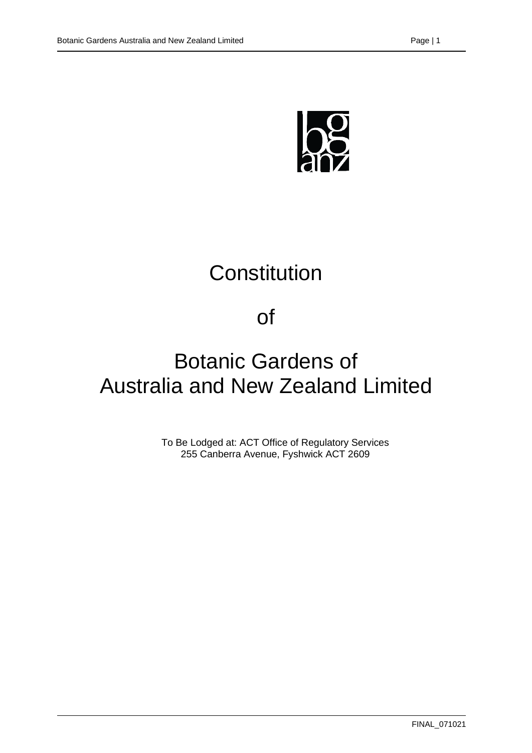# Constitution

# of

# Botanic Gardens of Australia and New Zealand Limited

To Be Lodged at: ACT Office of Regulatory Services
255 Canberra Avenue, Fyshwick ACT 2609

FINAL_071021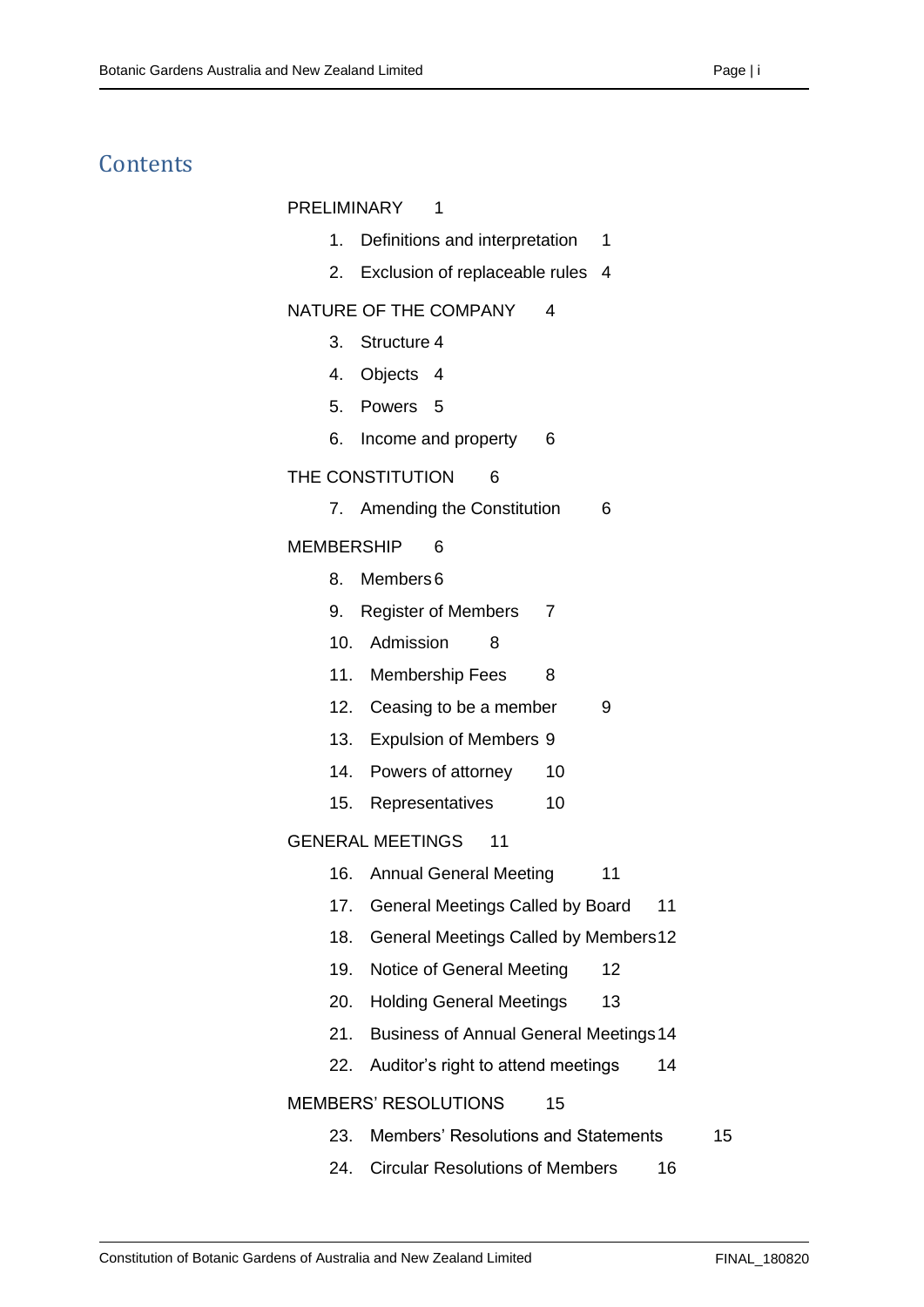# Contents

PRELIMINARY 1

1. Definitions and interpretation 1
2. Exclusion of replaceable rules 4

NATURE OF THE COMPANY 4

3. Structure 4
4. Objects 4
5. Powers 5
6. Income and property 6

THE CONSTITUTION 6

7. Amending the Constitution 6

MEMBERSHIP 6

8. Members 6
9. Register of Members 7
10. Admission 8
11. Membership Fees 8
12. Ceasing to be a member 9
13. Expulsion of Members 9
14. Powers of attorney 10
15. Representatives 10

GENERAL MEETINGS 11

16. Annual General Meeting 11
17. General Meetings Called by Board 11
18. General Meetings Called by Members 12
19. Notice of General Meeting 12
20. Holding General Meetings 13
21. Business of Annual General Meetings 14
22. Auditor's right to attend meetings 14

MEMBERS' RESOLUTIONS 15

23. Members' Resolutions and Statements 15
24. Circular Resolutions of Members 16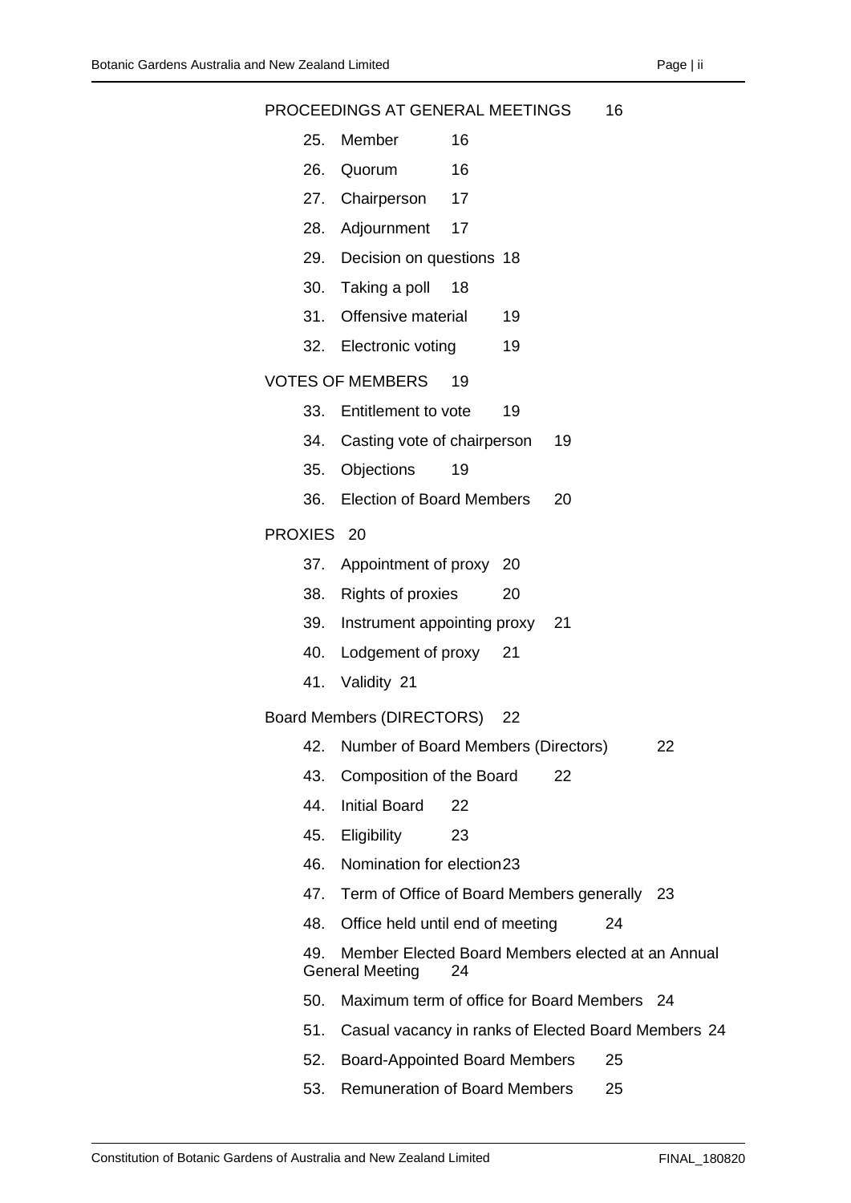PROCEEDINGS AT GENERAL MEETINGS 16

- 25. Member 16
- 26. Quorum 16
- 27. Chairperson 17
- 28. Adjournment 17
- 29. Decision on questions 18
- 30. Taking a poll 18
- 31. Offensive material 19
- 32. Electronic voting 19

VOTES OF MEMBERS 19

- 33. Entitlement to vote 19
- 34. Casting vote of chairperson 19
- 35. Objections 19
- 36. Election of Board Members 20

PROXIES 20

- 37. Appointment of proxy 20
- 38. Rights of proxies 20
- 39. Instrument appointing proxy 21
- 40. Lodgement of proxy 21
- 41. Validity 21

Board Members (DIRECTORS) 22

- 42. Number of Board Members (Directors) 22
- 43. Composition of the Board 22
- 44. Initial Board 22
- 45. Eligibility 23
- 46. Nomination for election 23
- 47. Term of Office of Board Members generally 23
- 48. Office held until end of meeting 24
- 49. Member Elected Board Members elected at an Annual General Meeting 24
- 50. Maximum term of office for Board Members 24
- 51. Casual vacancy in ranks of Elected Board Members 24
- 52. Board-Appointed Board Members 25
- 53. Remuneration of Board Members 25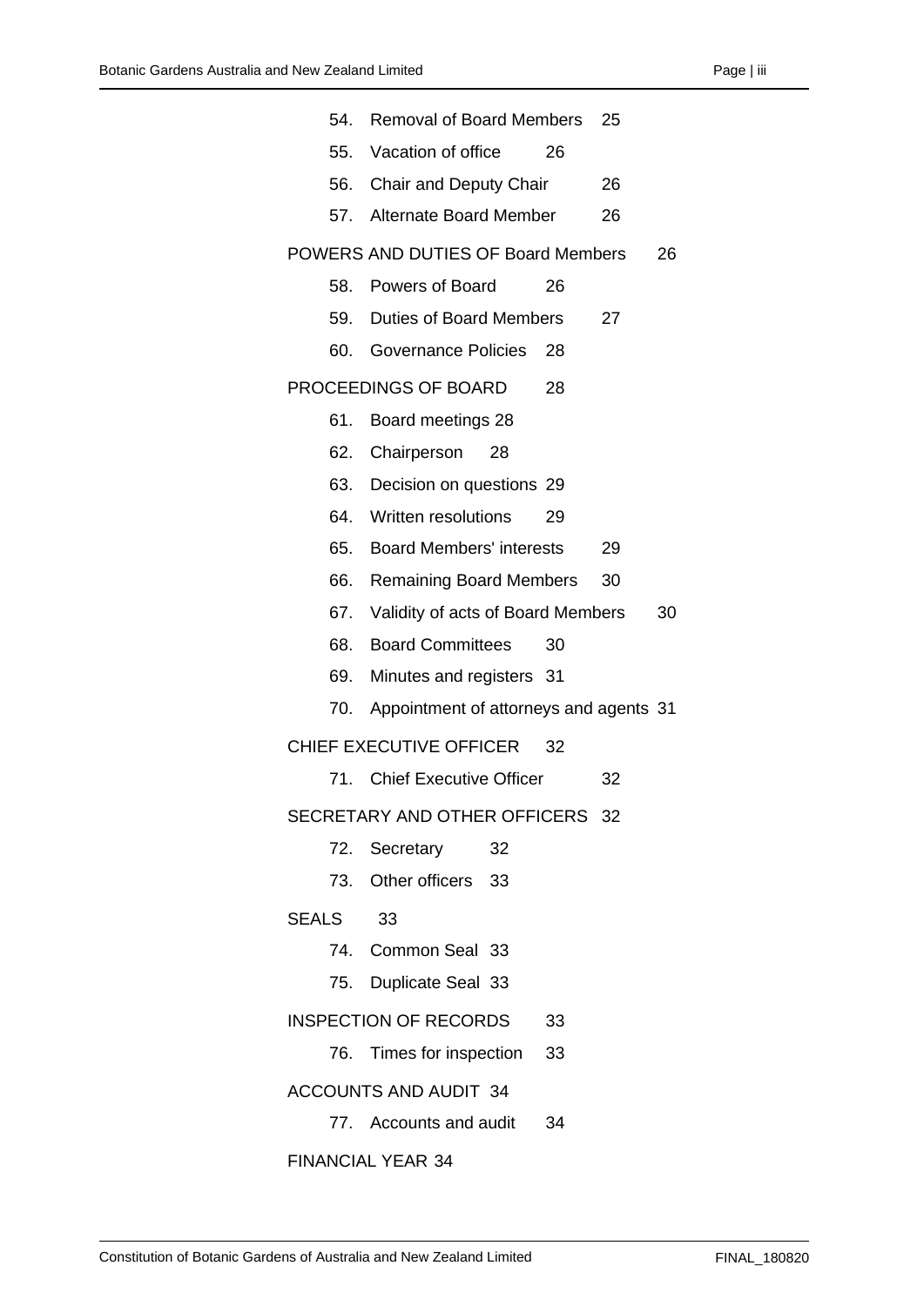54. Removal of Board Members 25

55. Vacation of office 26

56. Chair and Deputy Chair 26

57. Alternate Board Member 26

POWERS AND DUTIES OF Board Members 26

58. Powers of Board 26

59. Duties of Board Members 27

60. Governance Policies 28

PROCEEDINGS OF BOARD 28

61. Board meetings 28

62. Chairperson 28

63. Decision on questions 29

64. Written resolutions 29

65. Board Members' interests 29

66. Remaining Board Members 30

67. Validity of acts of Board Members 30

68. Board Committees 30

69. Minutes and registers 31

70. Appointment of attorneys and agents 31

CHIEF EXECUTIVE OFFICER 32

71. Chief Executive Officer 32

SECRETARY AND OTHER OFFICERS 32

72. Secretary 32

73. Other officers 33

SEALS 33

74. Common Seal 33

75. Duplicate Seal 33

INSPECTION OF RECORDS 33

76. Times for inspection 33

ACCOUNTS AND AUDIT 34

77. Accounts and audit 34

FINANCIAL YEAR 34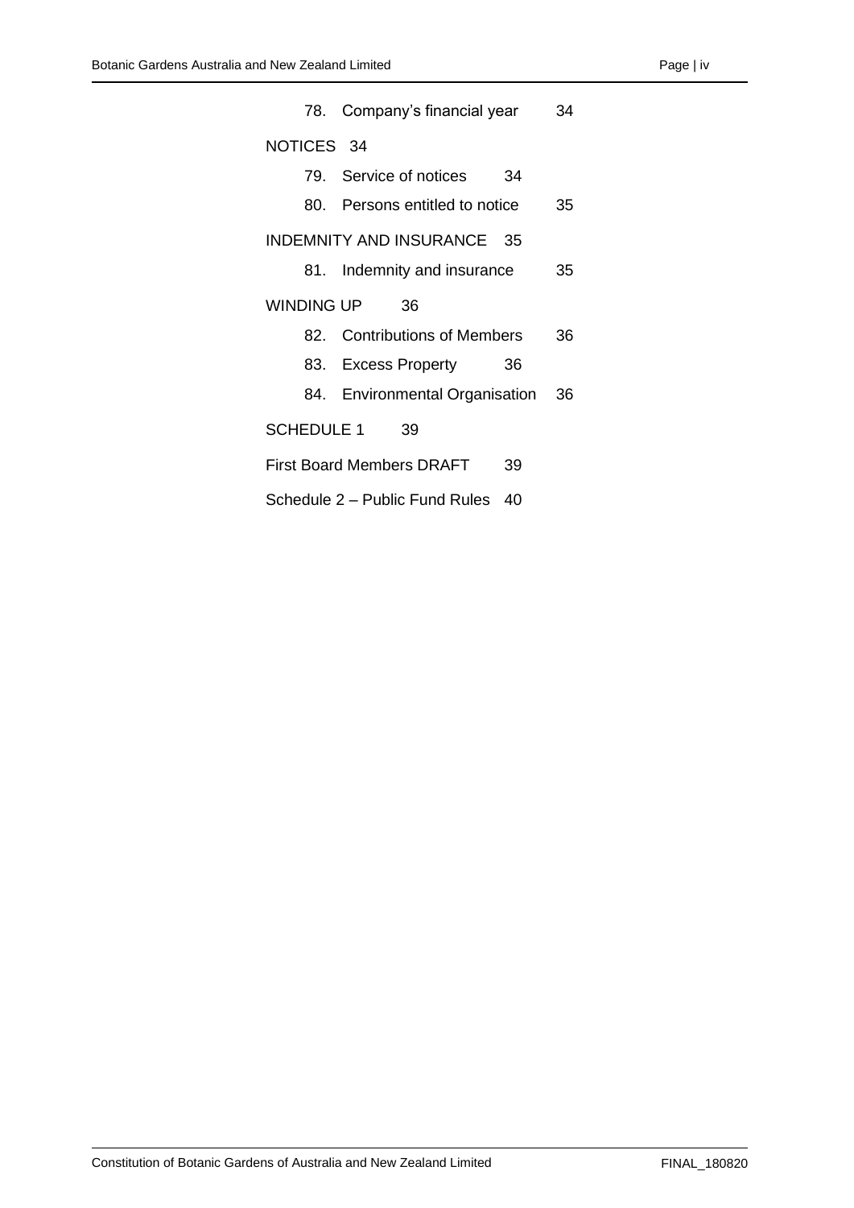78. Company's financial year 34

NOTICES 34

79. Service of notices 34

80. Persons entitled to notice 35

INDEMNITY AND INSURANCE 35

81. Indemnity and insurance 35

WINDING UP 36

82. Contributions of Members 36

83. Excess Property 36

84. Environmental Organisation 36

SCHEDULE 1 39

First Board Members DRAFT 39

Schedule 2 – Public Fund Rules 40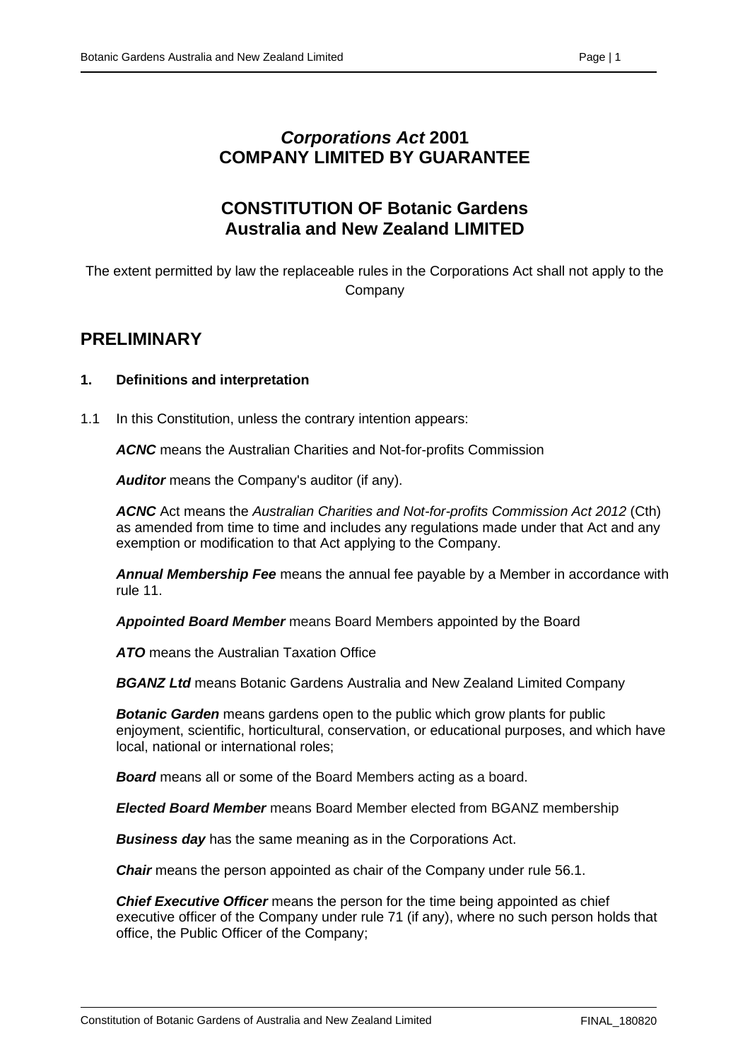# *Corporations Act* 2001
# COMPANY LIMITED BY GUARANTEE

## CONSTITUTION OF Botanic Gardens Australia and New Zealand LIMITED

The extent permitted by law the replaceable rules in the Corporations Act shall not apply to the Company

# PRELIMINARY

### 1. Definitions and interpretation

1.1 In this Constitution, unless the contrary intention appears:

***ACNC*** means the Australian Charities and Not-for-profits Commission

***Auditor*** means the Company's auditor (if any).

***ACNC*** Act means the *Australian Charities and Not-for-profits Commission Act 2012* (Cth) as amended from time to time and includes any regulations made under that Act and any exemption or modification to that Act applying to the Company.

***Annual Membership Fee*** means the annual fee payable by a Member in accordance with rule 11.

***Appointed Board Member*** means Board Members appointed by the Board

***ATO*** means the Australian Taxation Office

***BGANZ Ltd*** means Botanic Gardens Australia and New Zealand Limited Company

***Botanic Garden*** means gardens open to the public which grow plants for public enjoyment, scientific, horticultural, conservation, or educational purposes, and which have local, national or international roles;

***Board*** means all or some of the Board Members acting as a board.

***Elected Board Member*** means Board Member elected from BGANZ membership

***Business day*** has the same meaning as in the Corporations Act.

***Chair*** means the person appointed as chair of the Company under rule 56.1.

***Chief Executive Officer*** means the person for the time being appointed as chief executive officer of the Company under rule 71 (if any), where no such person holds that office, the Public Officer of the Company;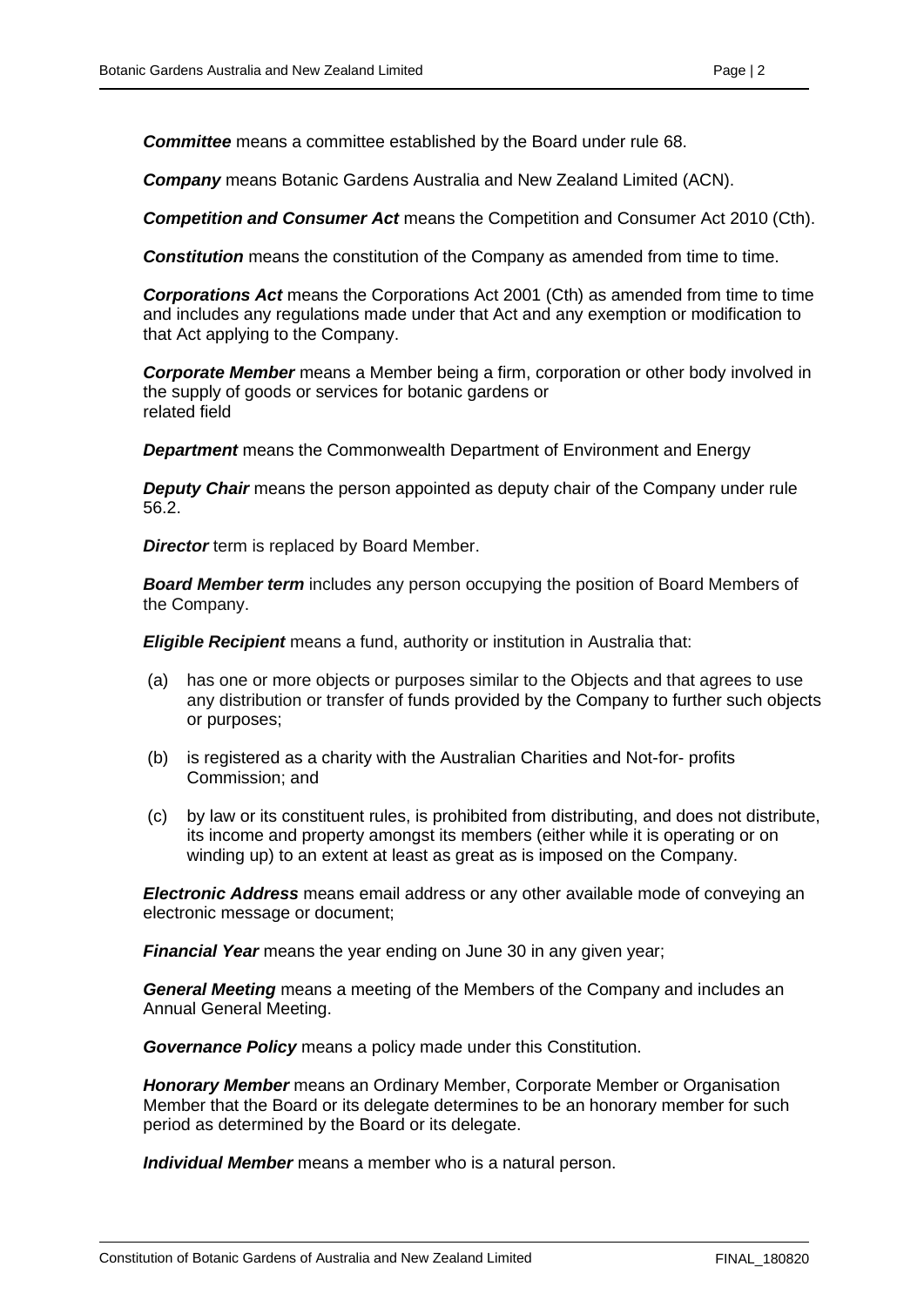***Committee*** means a committee established by the Board under rule 68.

***Company*** means Botanic Gardens Australia and New Zealand Limited (ACN).

***Competition and Consumer Act*** means the Competition and Consumer Act 2010 (Cth).

***Constitution*** means the constitution of the Company as amended from time to time.

***Corporations Act*** means the Corporations Act 2001 (Cth) as amended from time to time and includes any regulations made under that Act and any exemption or modification to that Act applying to the Company.

***Corporate Member*** means a Member being a firm, corporation or other body involved in the supply of goods or services for botanic gardens or related field

***Department*** means the Commonwealth Department of Environment and Energy

***Deputy Chair*** means the person appointed as deputy chair of the Company under rule 56.2.

***Director*** term is replaced by Board Member.

***Board Member term*** includes any person occupying the position of Board Members of the Company.

***Eligible Recipient*** means a fund, authority or institution in Australia that:

(a) has one or more objects or purposes similar to the Objects and that agrees to use any distribution or transfer of funds provided by the Company to further such objects or purposes;

(b) is registered as a charity with the Australian Charities and Not-for- profits Commission; and

(c) by law or its constituent rules, is prohibited from distributing, and does not distribute, its income and property amongst its members (either while it is operating or on winding up) to an extent at least as great as is imposed on the Company.

***Electronic Address*** means email address or any other available mode of conveying an electronic message or document;

***Financial Year*** means the year ending on June 30 in any given year;

***General Meeting*** means a meeting of the Members of the Company and includes an Annual General Meeting.

***Governance Policy*** means a policy made under this Constitution.

***Honorary Member*** means an Ordinary Member, Corporate Member or Organisation Member that the Board or its delegate determines to be an honorary member for such period as determined by the Board or its delegate.

***Individual Member*** means a member who is a natural person.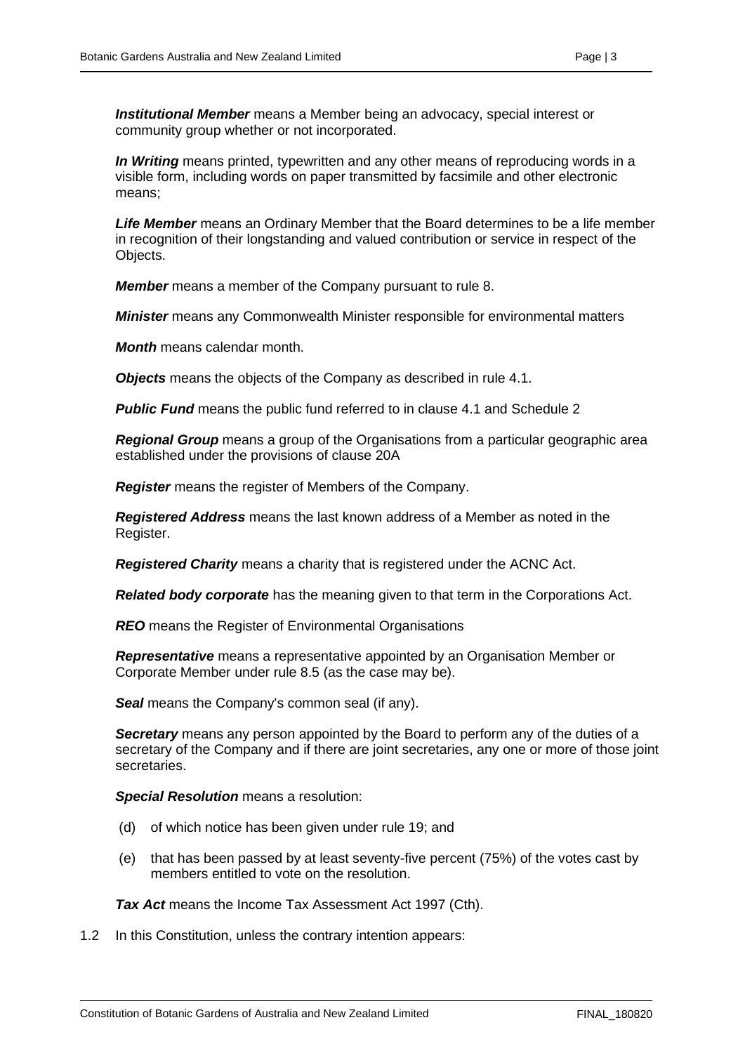***Institutional Member*** means a Member being an advocacy, special interest or community group whether or not incorporated.

***In Writing*** means printed, typewritten and any other means of reproducing words in a visible form, including words on paper transmitted by facsimile and other electronic means;

***Life Member*** means an Ordinary Member that the Board determines to be a life member in recognition of their longstanding and valued contribution or service in respect of the Objects.

***Member*** means a member of the Company pursuant to rule 8.

***Minister*** means any Commonwealth Minister responsible for environmental matters

***Month*** means calendar month.

***Objects*** means the objects of the Company as described in rule 4.1.

***Public Fund*** means the public fund referred to in clause 4.1 and Schedule 2

***Regional Group*** means a group of the Organisations from a particular geographic area established under the provisions of clause 20A

***Register*** means the register of Members of the Company.

***Registered Address*** means the last known address of a Member as noted in the Register.

***Registered Charity*** means a charity that is registered under the ACNC Act.

***Related body corporate*** has the meaning given to that term in the Corporations Act.

***REO*** means the Register of Environmental Organisations

***Representative*** means a representative appointed by an Organisation Member or Corporate Member under rule 8.5 (as the case may be).

***Seal*** means the Company's common seal (if any).

***Secretary*** means any person appointed by the Board to perform any of the duties of a secretary of the Company and if there are joint secretaries, any one or more of those joint secretaries.

***Special Resolution*** means a resolution:

(d) of which notice has been given under rule 19; and

(e) that has been passed by at least seventy-five percent (75%) of the votes cast by members entitled to vote on the resolution.

***Tax Act*** means the Income Tax Assessment Act 1997 (Cth).

1.2 In this Constitution, unless the contrary intention appears: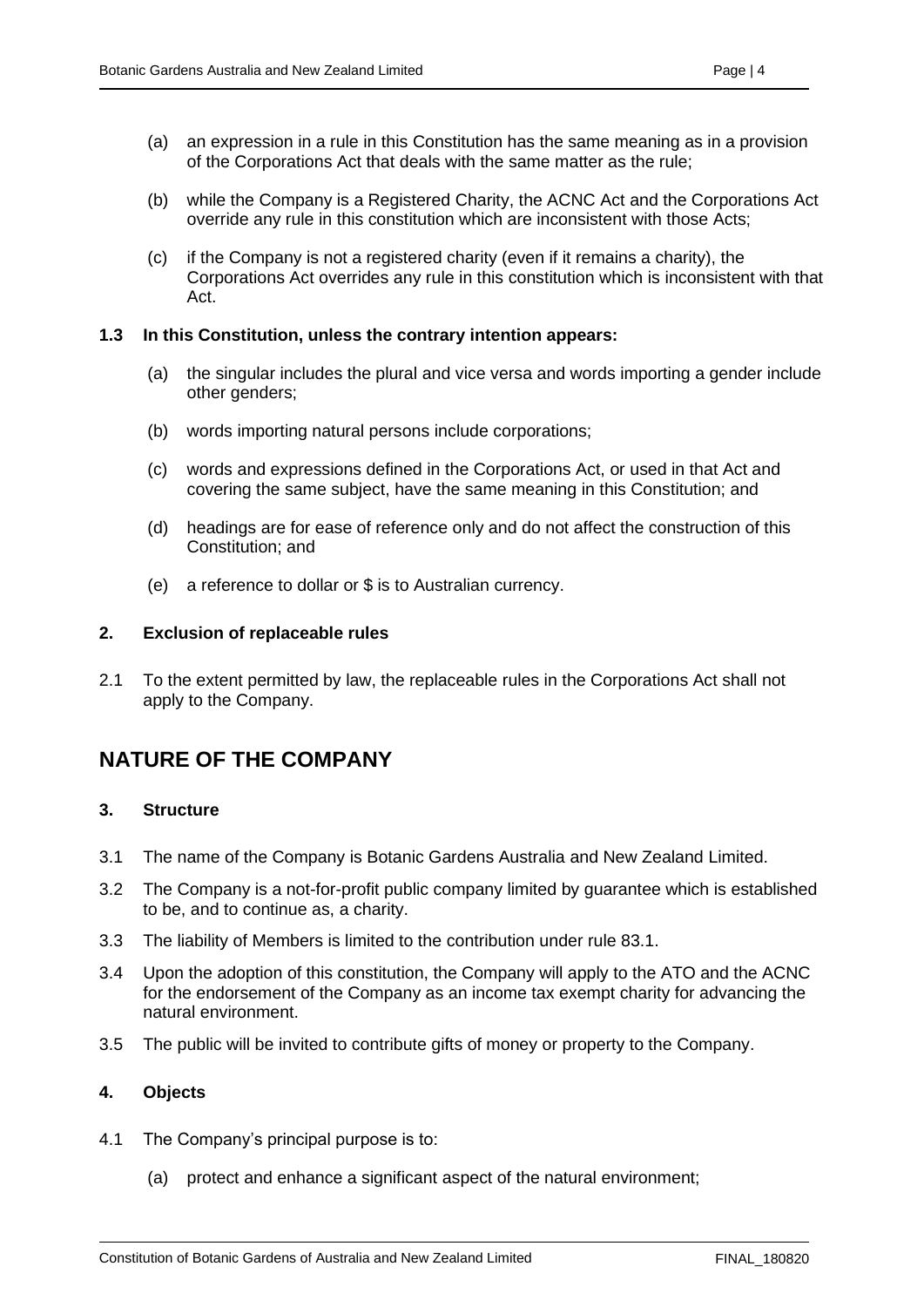(a) an expression in a rule in this Constitution has the same meaning as in a provision of the Corporations Act that deals with the same matter as the rule;

(b) while the Company is a Registered Charity, the ACNC Act and the Corporations Act override any rule in this constitution which are inconsistent with those Acts;

(c) if the Company is not a registered charity (even if it remains a charity), the Corporations Act overrides any rule in this constitution which is inconsistent with that Act.

**1.3 In this Constitution, unless the contrary intention appears:**

(a) the singular includes the plural and vice versa and words importing a gender include other genders;

(b) words importing natural persons include corporations;

(c) words and expressions defined in the Corporations Act, or used in that Act and covering the same subject, have the same meaning in this Constitution; and

(d) headings are for ease of reference only and do not affect the construction of this Constitution; and

(e) a reference to dollar or $ is to Australian currency.

### 2. Exclusion of replaceable rules

2.1 To the extent permitted by law, the replaceable rules in the Corporations Act shall not apply to the Company.

## NATURE OF THE COMPANY

### 3. Structure

3.1 The name of the Company is Botanic Gardens Australia and New Zealand Limited.

3.2 The Company is a not-for-profit public company limited by guarantee which is established to be, and to continue as, a charity.

3.3 The liability of Members is limited to the contribution under rule 83.1.

3.4 Upon the adoption of this constitution, the Company will apply to the ATO and the ACNC for the endorsement of the Company as an income tax exempt charity for advancing the natural environment.

3.5 The public will be invited to contribute gifts of money or property to the Company.

### 4. Objects

4.1 The Company's principal purpose is to:

(a) protect and enhance a significant aspect of the natural environment;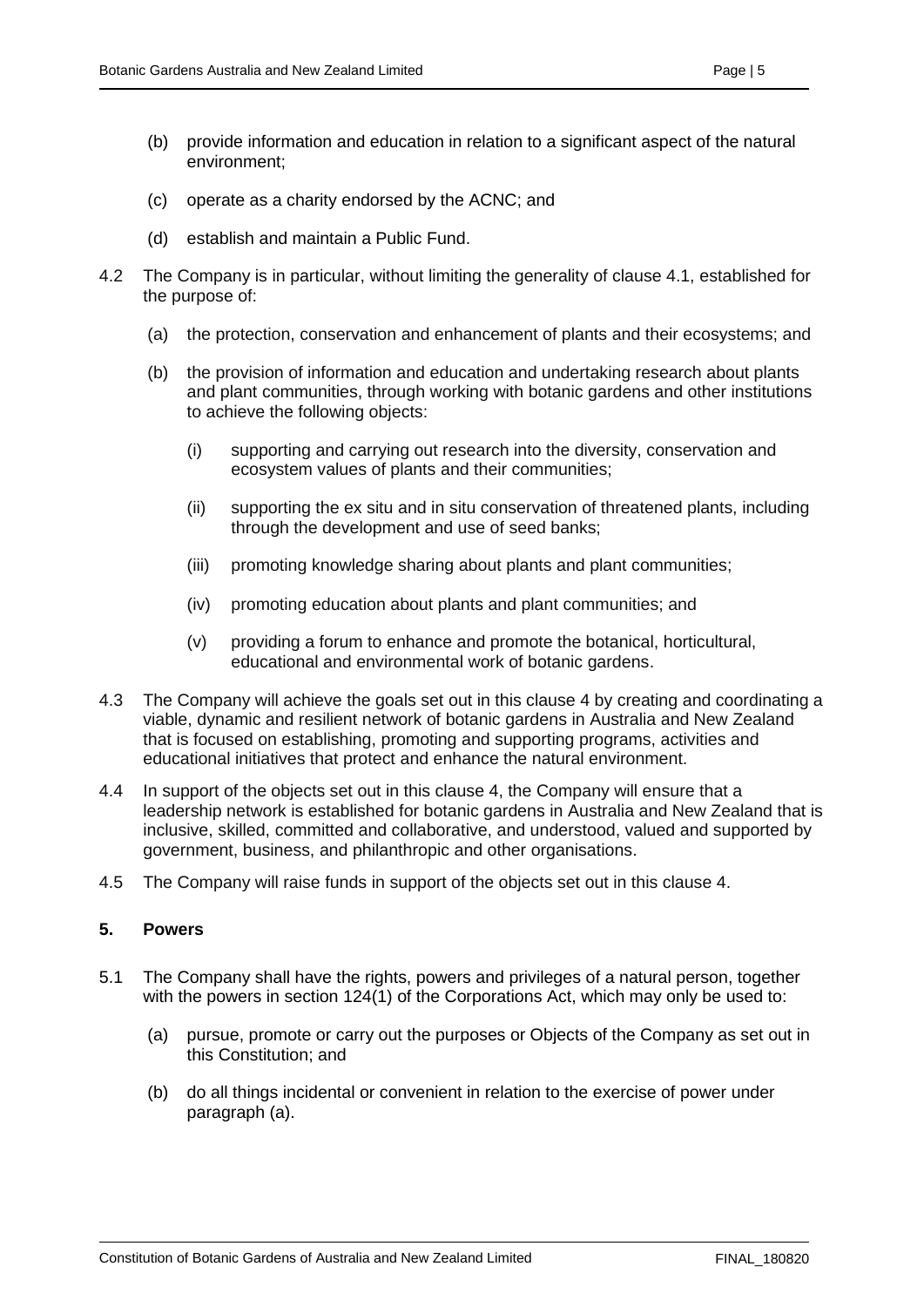(b) provide information and education in relation to a significant aspect of the natural environment;

(c) operate as a charity endorsed by the ACNC; and

(d) establish and maintain a Public Fund.

4.2 The Company is in particular, without limiting the generality of clause 4.1, established for the purpose of:

(a) the protection, conservation and enhancement of plants and their ecosystems; and

(b) the provision of information and education and undertaking research about plants and plant communities, through working with botanic gardens and other institutions to achieve the following objects:

(i) supporting and carrying out research into the diversity, conservation and ecosystem values of plants and their communities;

(ii) supporting the ex situ and in situ conservation of threatened plants, including through the development and use of seed banks;

(iii) promoting knowledge sharing about plants and plant communities;

(iv) promoting education about plants and plant communities; and

(v) providing a forum to enhance and promote the botanical, horticultural, educational and environmental work of botanic gardens.

4.3 The Company will achieve the goals set out in this clause 4 by creating and coordinating a viable, dynamic and resilient network of botanic gardens in Australia and New Zealand that is focused on establishing, promoting and supporting programs, activities and educational initiatives that protect and enhance the natural environment.

4.4 In support of the objects set out in this clause 4, the Company will ensure that a leadership network is established for botanic gardens in Australia and New Zealand that is inclusive, skilled, committed and collaborative, and understood, valued and supported by government, business, and philanthropic and other organisations.

4.5 The Company will raise funds in support of the objects set out in this clause 4.

## 5. Powers

5.1 The Company shall have the rights, powers and privileges of a natural person, together with the powers in section 124(1) of the Corporations Act, which may only be used to:

(a) pursue, promote or carry out the purposes or Objects of the Company as set out in this Constitution; and

(b) do all things incidental or convenient in relation to the exercise of power under paragraph (a).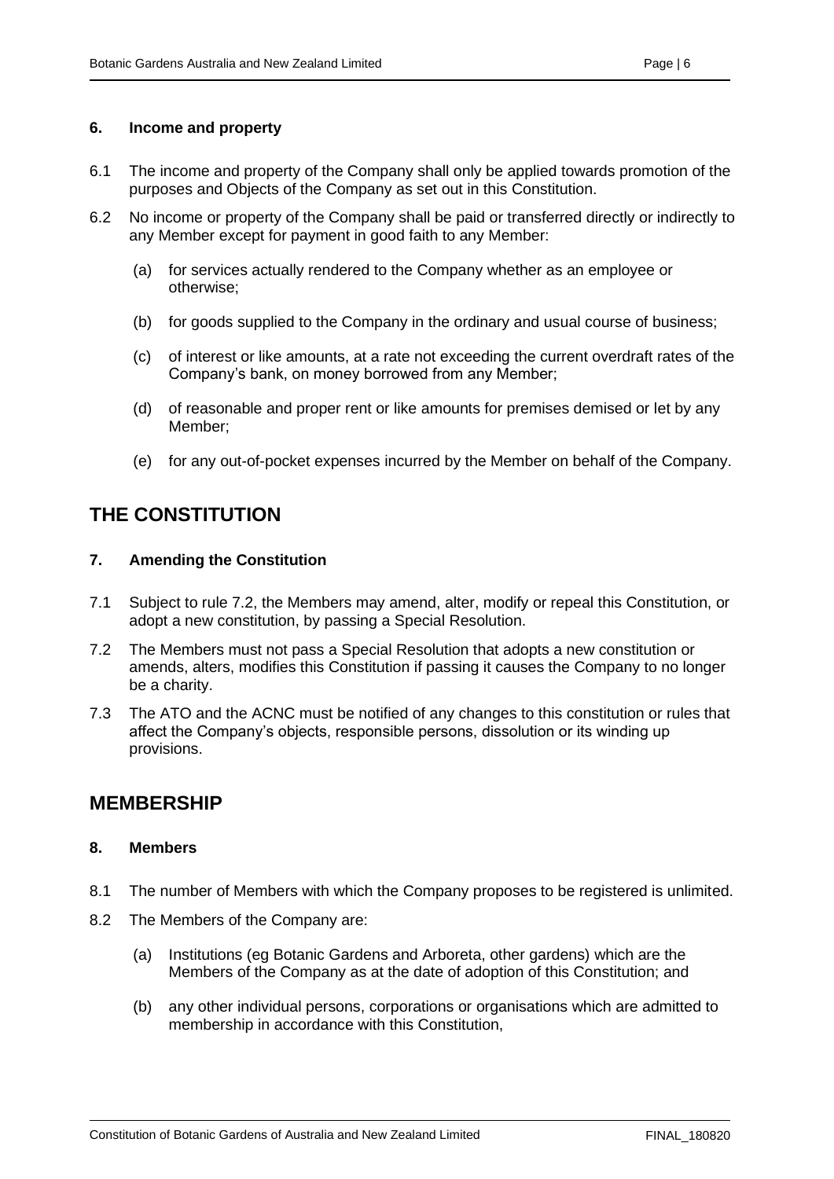### 6. Income and property

6.1 The income and property of the Company shall only be applied towards promotion of the purposes and Objects of the Company as set out in this Constitution.

6.2 No income or property of the Company shall be paid or transferred directly or indirectly to any Member except for payment in good faith to any Member:

(a) for services actually rendered to the Company whether as an employee or otherwise;

(b) for goods supplied to the Company in the ordinary and usual course of business;

(c) of interest or like amounts, at a rate not exceeding the current overdraft rates of the Company's bank, on money borrowed from any Member;

(d) of reasonable and proper rent or like amounts for premises demised or let by any Member;

(e) for any out-of-pocket expenses incurred by the Member on behalf of the Company.

## THE CONSTITUTION

### 7. Amending the Constitution

7.1 Subject to rule 7.2, the Members may amend, alter, modify or repeal this Constitution, or adopt a new constitution, by passing a Special Resolution.

7.2 The Members must not pass a Special Resolution that adopts a new constitution or amends, alters, modifies this Constitution if passing it causes the Company to no longer be a charity.

7.3 The ATO and the ACNC must be notified of any changes to this constitution or rules that affect the Company's objects, responsible persons, dissolution or its winding up provisions.

## MEMBERSHIP

### 8. Members

8.1 The number of Members with which the Company proposes to be registered is unlimited.

8.2 The Members of the Company are:

(a) Institutions (eg Botanic Gardens and Arboreta, other gardens) which are the Members of the Company as at the date of adoption of this Constitution; and

(b) any other individual persons, corporations or organisations which are admitted to membership in accordance with this Constitution,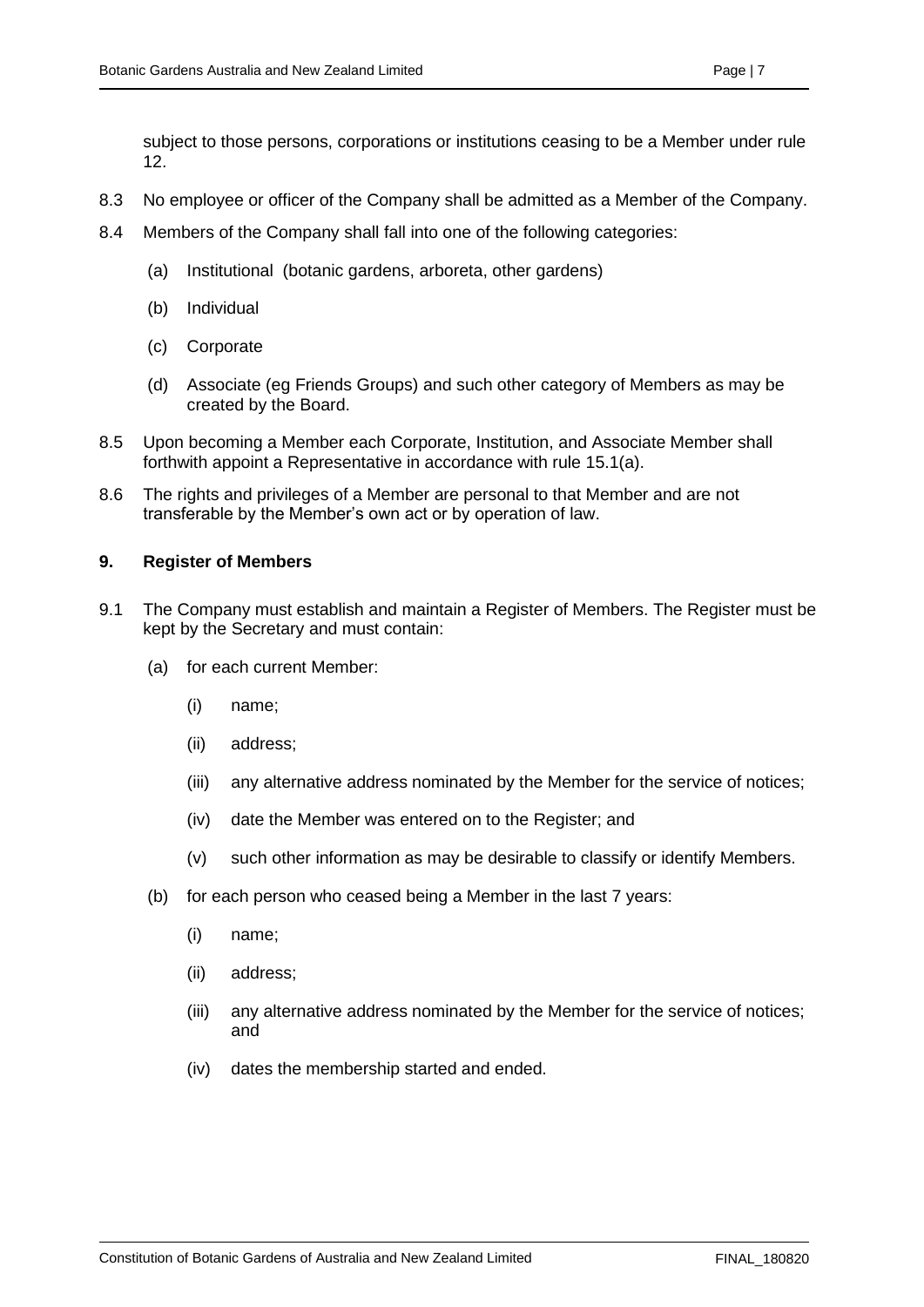subject to those persons, corporations or institutions ceasing to be a Member under rule 12.

8.3 No employee or officer of the Company shall be admitted as a Member of the Company.

8.4 Members of the Company shall fall into one of the following categories:

(a) Institutional (botanic gardens, arboreta, other gardens)

(b) Individual

(c) Corporate

(d) Associate (eg Friends Groups) and such other category of Members as may be created by the Board.

8.5 Upon becoming a Member each Corporate, Institution, and Associate Member shall forthwith appoint a Representative in accordance with rule 15.1(a).

8.6 The rights and privileges of a Member are personal to that Member and are not transferable by the Member's own act or by operation of law.

## 9. Register of Members

9.1 The Company must establish and maintain a Register of Members. The Register must be kept by the Secretary and must contain:

(a) for each current Member:

(i) name;

(ii) address;

(iii) any alternative address nominated by the Member for the service of notices;

(iv) date the Member was entered on to the Register; and

(v) such other information as may be desirable to classify or identify Members.

(b) for each person who ceased being a Member in the last 7 years:

(i) name;

(ii) address;

(iii) any alternative address nominated by the Member for the service of notices; and

(iv) dates the membership started and ended.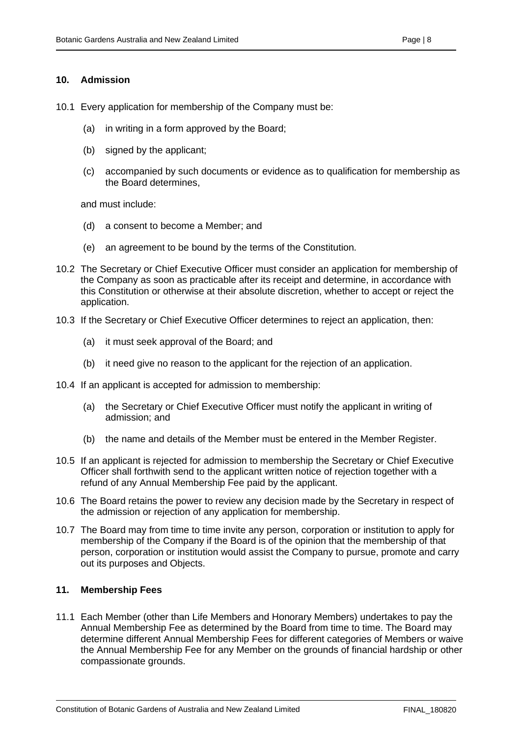## 10. Admission

10.1 Every application for membership of the Company must be:

(a) in writing in a form approved by the Board;

(b) signed by the applicant;

(c) accompanied by such documents or evidence as to qualification for membership as the Board determines,

and must include:

(d) a consent to become a Member; and

(e) an agreement to be bound by the terms of the Constitution.

10.2 The Secretary or Chief Executive Officer must consider an application for membership of the Company as soon as practicable after its receipt and determine, in accordance with this Constitution or otherwise at their absolute discretion, whether to accept or reject the application.

10.3 If the Secretary or Chief Executive Officer determines to reject an application, then:

(a) it must seek approval of the Board; and

(b) it need give no reason to the applicant for the rejection of an application.

10.4 If an applicant is accepted for admission to membership:

(a) the Secretary or Chief Executive Officer must notify the applicant in writing of admission; and

(b) the name and details of the Member must be entered in the Member Register.

10.5 If an applicant is rejected for admission to membership the Secretary or Chief Executive Officer shall forthwith send to the applicant written notice of rejection together with a refund of any Annual Membership Fee paid by the applicant.

10.6 The Board retains the power to review any decision made by the Secretary in respect of the admission or rejection of any application for membership.

10.7 The Board may from time to time invite any person, corporation or institution to apply for membership of the Company if the Board is of the opinion that the membership of that person, corporation or institution would assist the Company to pursue, promote and carry out its purposes and Objects.

## 11. Membership Fees

11.1 Each Member (other than Life Members and Honorary Members) undertakes to pay the Annual Membership Fee as determined by the Board from time to time. The Board may determine different Annual Membership Fees for different categories of Members or waive the Annual Membership Fee for any Member on the grounds of financial hardship or other compassionate grounds.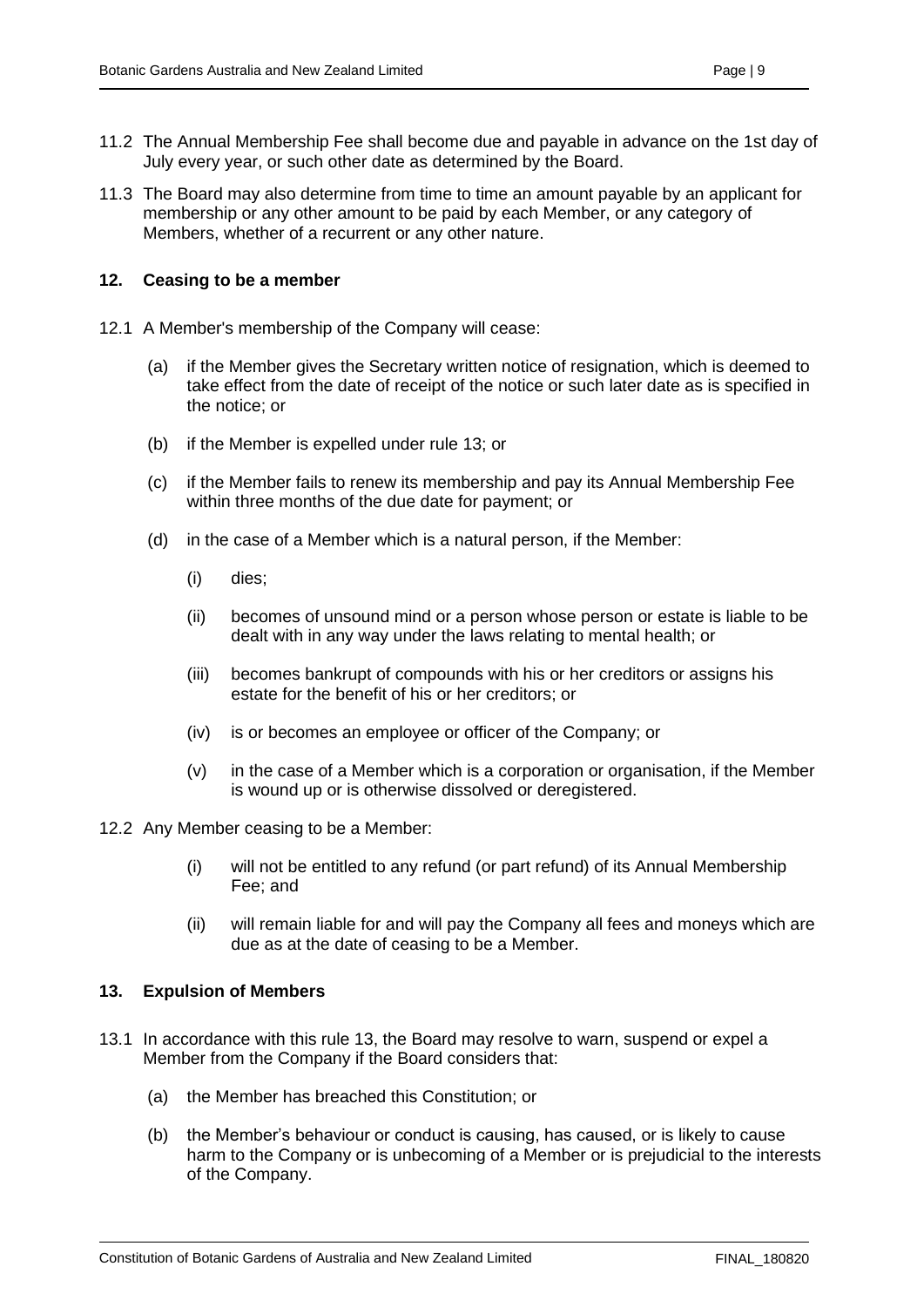11.2 The Annual Membership Fee shall become due and payable in advance on the 1st day of July every year, or such other date as determined by the Board.

11.3 The Board may also determine from time to time an amount payable by an applicant for membership or any other amount to be paid by each Member, or any category of Members, whether of a recurrent or any other nature.

## 12. Ceasing to be a member

12.1 A Member's membership of the Company will cease:

(a) if the Member gives the Secretary written notice of resignation, which is deemed to take effect from the date of receipt of the notice or such later date as is specified in the notice; or

(b) if the Member is expelled under rule 13; or

(c) if the Member fails to renew its membership and pay its Annual Membership Fee within three months of the due date for payment; or

(d) in the case of a Member which is a natural person, if the Member:

(i) dies;

(ii) becomes of unsound mind or a person whose person or estate is liable to be dealt with in any way under the laws relating to mental health; or

(iii) becomes bankrupt of compounds with his or her creditors or assigns his estate for the benefit of his or her creditors; or

(iv) is or becomes an employee or officer of the Company; or

(v) in the case of a Member which is a corporation or organisation, if the Member is wound up or is otherwise dissolved or deregistered.

12.2 Any Member ceasing to be a Member:

(i) will not be entitled to any refund (or part refund) of its Annual Membership Fee; and

(ii) will remain liable for and will pay the Company all fees and moneys which are due as at the date of ceasing to be a Member.

## 13. Expulsion of Members

13.1 In accordance with this rule 13, the Board may resolve to warn, suspend or expel a Member from the Company if the Board considers that:

(a) the Member has breached this Constitution; or

(b) the Member's behaviour or conduct is causing, has caused, or is likely to cause harm to the Company or is unbecoming of a Member or is prejudicial to the interests of the Company.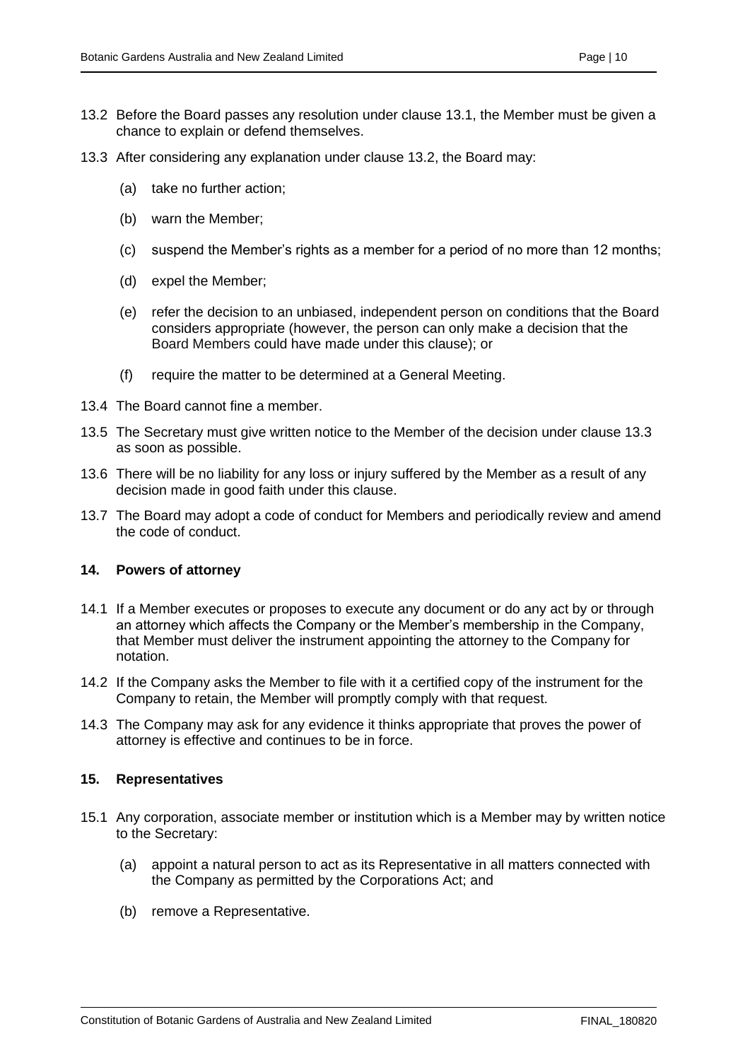13.2 Before the Board passes any resolution under clause 13.1, the Member must be given a chance to explain or defend themselves.

13.3 After considering any explanation under clause 13.2, the Board may:

(a) take no further action;

(b) warn the Member;

(c) suspend the Member's rights as a member for a period of no more than 12 months;

(d) expel the Member;

(e) refer the decision to an unbiased, independent person on conditions that the Board considers appropriate (however, the person can only make a decision that the Board Members could have made under this clause); or

(f) require the matter to be determined at a General Meeting.

13.4 The Board cannot fine a member.

13.5 The Secretary must give written notice to the Member of the decision under clause 13.3 as soon as possible.

13.6 There will be no liability for any loss or injury suffered by the Member as a result of any decision made in good faith under this clause.

13.7 The Board may adopt a code of conduct for Members and periodically review and amend the code of conduct.

## 14. Powers of attorney

14.1 If a Member executes or proposes to execute any document or do any act by or through an attorney which affects the Company or the Member's membership in the Company, that Member must deliver the instrument appointing the attorney to the Company for notation.

14.2 If the Company asks the Member to file with it a certified copy of the instrument for the Company to retain, the Member will promptly comply with that request.

14.3 The Company may ask for any evidence it thinks appropriate that proves the power of attorney is effective and continues to be in force.

## 15. Representatives

15.1 Any corporation, associate member or institution which is a Member may by written notice to the Secretary:

(a) appoint a natural person to act as its Representative in all matters connected with the Company as permitted by the Corporations Act; and

(b) remove a Representative.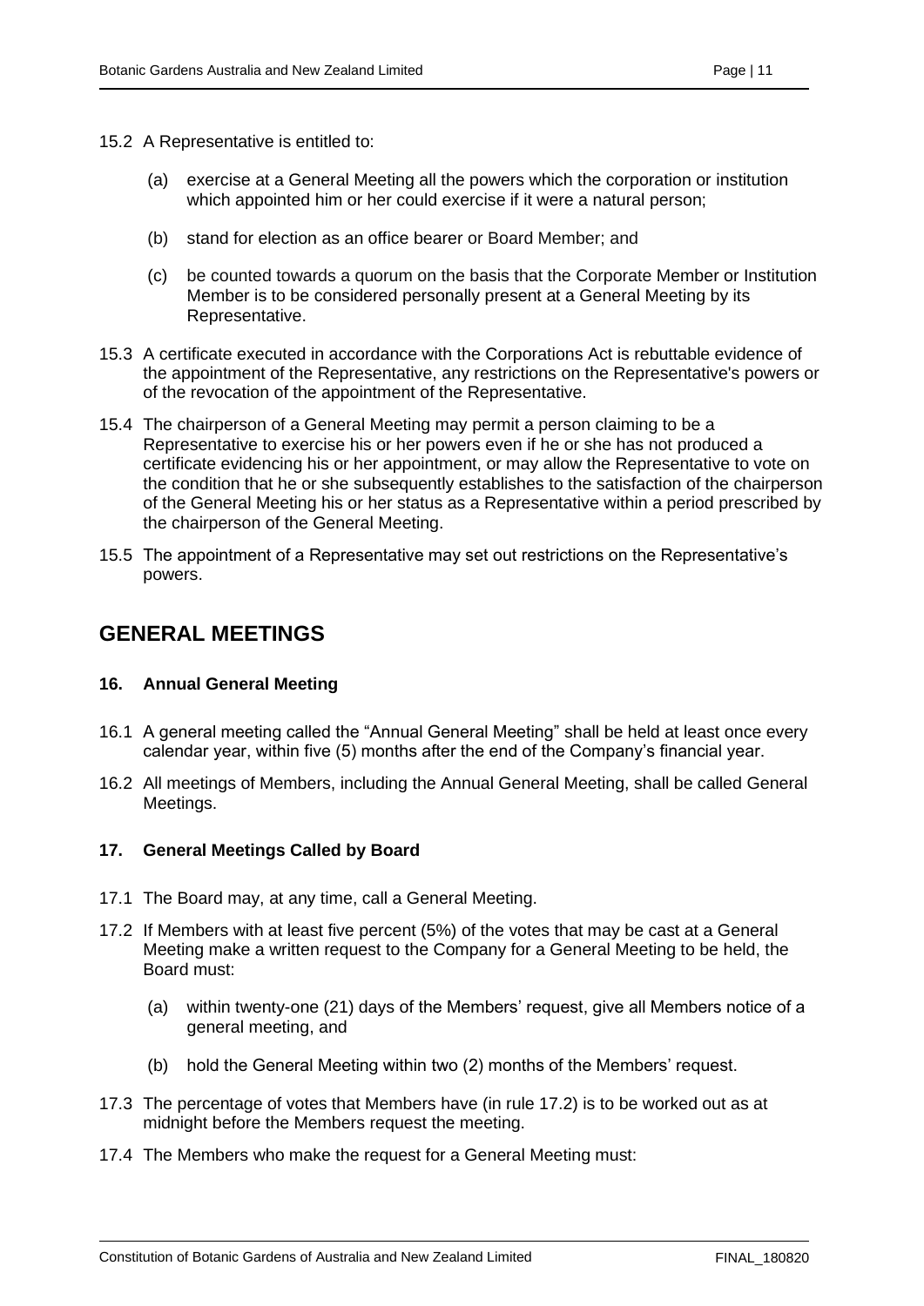15.2 A Representative is entitled to:

(a) exercise at a General Meeting all the powers which the corporation or institution which appointed him or her could exercise if it were a natural person;

(b) stand for election as an office bearer or Board Member; and

(c) be counted towards a quorum on the basis that the Corporate Member or Institution Member is to be considered personally present at a General Meeting by its Representative.

15.3 A certificate executed in accordance with the Corporations Act is rebuttable evidence of the appointment of the Representative, any restrictions on the Representative's powers or of the revocation of the appointment of the Representative.

15.4 The chairperson of a General Meeting may permit a person claiming to be a Representative to exercise his or her powers even if he or she has not produced a certificate evidencing his or her appointment, or may allow the Representative to vote on the condition that he or she subsequently establishes to the satisfaction of the chairperson of the General Meeting his or her status as a Representative within a period prescribed by the chairperson of the General Meeting.

15.5 The appointment of a Representative may set out restrictions on the Representative's powers.

## GENERAL MEETINGS

### 16. Annual General Meeting

16.1 A general meeting called the "Annual General Meeting" shall be held at least once every calendar year, within five (5) months after the end of the Company's financial year.

16.2 All meetings of Members, including the Annual General Meeting, shall be called General Meetings.

### 17. General Meetings Called by Board

17.1 The Board may, at any time, call a General Meeting.

17.2 If Members with at least five percent (5%) of the votes that may be cast at a General Meeting make a written request to the Company for a General Meeting to be held, the Board must:

(a) within twenty-one (21) days of the Members' request, give all Members notice of a general meeting, and

(b) hold the General Meeting within two (2) months of the Members' request.

17.3 The percentage of votes that Members have (in rule 17.2) is to be worked out as at midnight before the Members request the meeting.

17.4 The Members who make the request for a General Meeting must: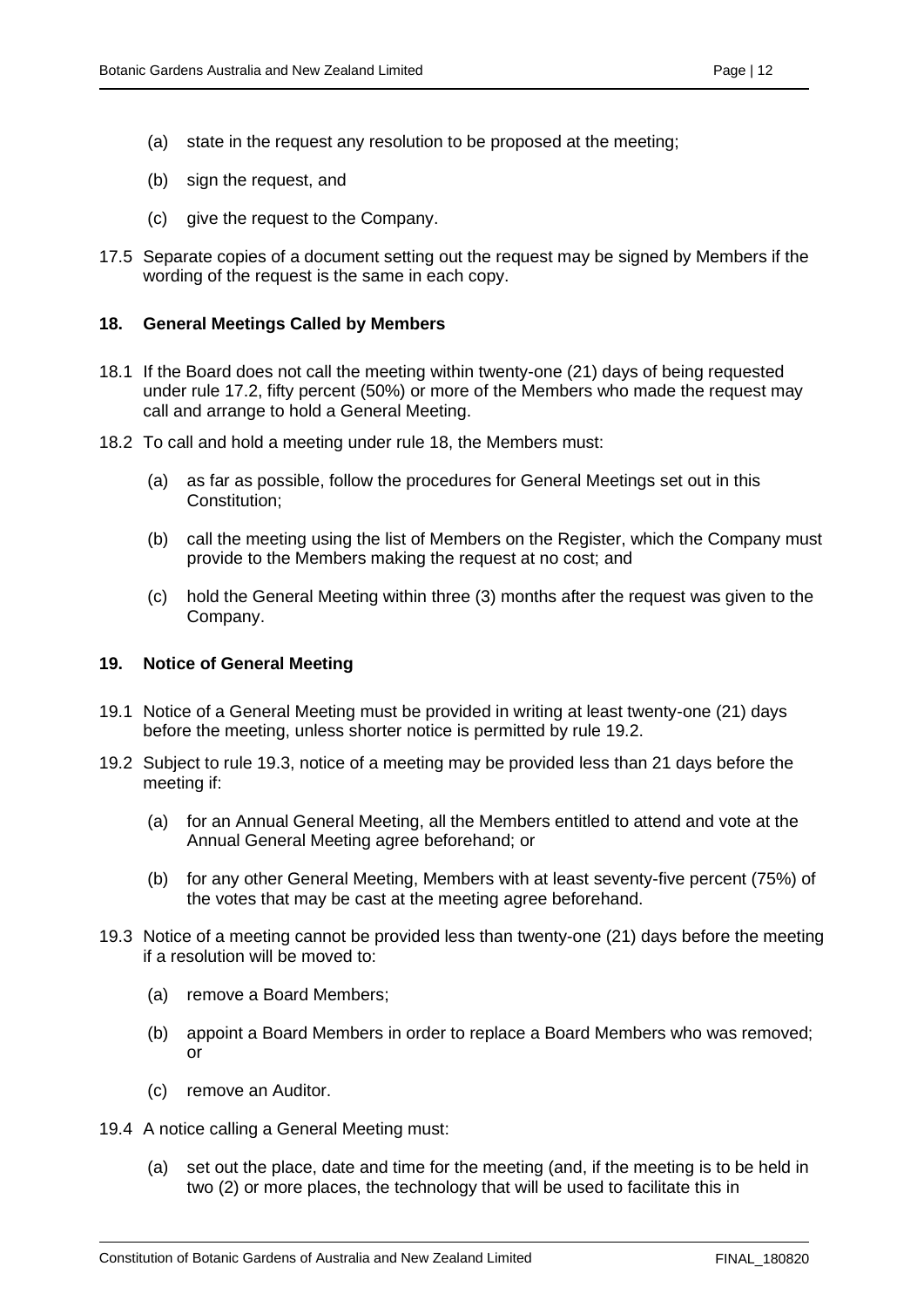(a) state in the request any resolution to be proposed at the meeting;

(b) sign the request, and

(c) give the request to the Company.

17.5 Separate copies of a document setting out the request may be signed by Members if the wording of the request is the same in each copy.

## 18. General Meetings Called by Members

18.1 If the Board does not call the meeting within twenty-one (21) days of being requested under rule 17.2, fifty percent (50%) or more of the Members who made the request may call and arrange to hold a General Meeting.

18.2 To call and hold a meeting under rule 18, the Members must:

(a) as far as possible, follow the procedures for General Meetings set out in this Constitution;

(b) call the meeting using the list of Members on the Register, which the Company must provide to the Members making the request at no cost; and

(c) hold the General Meeting within three (3) months after the request was given to the Company.

## 19. Notice of General Meeting

19.1 Notice of a General Meeting must be provided in writing at least twenty-one (21) days before the meeting, unless shorter notice is permitted by rule 19.2.

19.2 Subject to rule 19.3, notice of a meeting may be provided less than 21 days before the meeting if:

(a) for an Annual General Meeting, all the Members entitled to attend and vote at the Annual General Meeting agree beforehand; or

(b) for any other General Meeting, Members with at least seventy-five percent (75%) of the votes that may be cast at the meeting agree beforehand.

19.3 Notice of a meeting cannot be provided less than twenty-one (21) days before the meeting if a resolution will be moved to:

(a) remove a Board Members;

(b) appoint a Board Members in order to replace a Board Members who was removed; or

(c) remove an Auditor.

19.4 A notice calling a General Meeting must:

(a) set out the place, date and time for the meeting (and, if the meeting is to be held in two (2) or more places, the technology that will be used to facilitate this in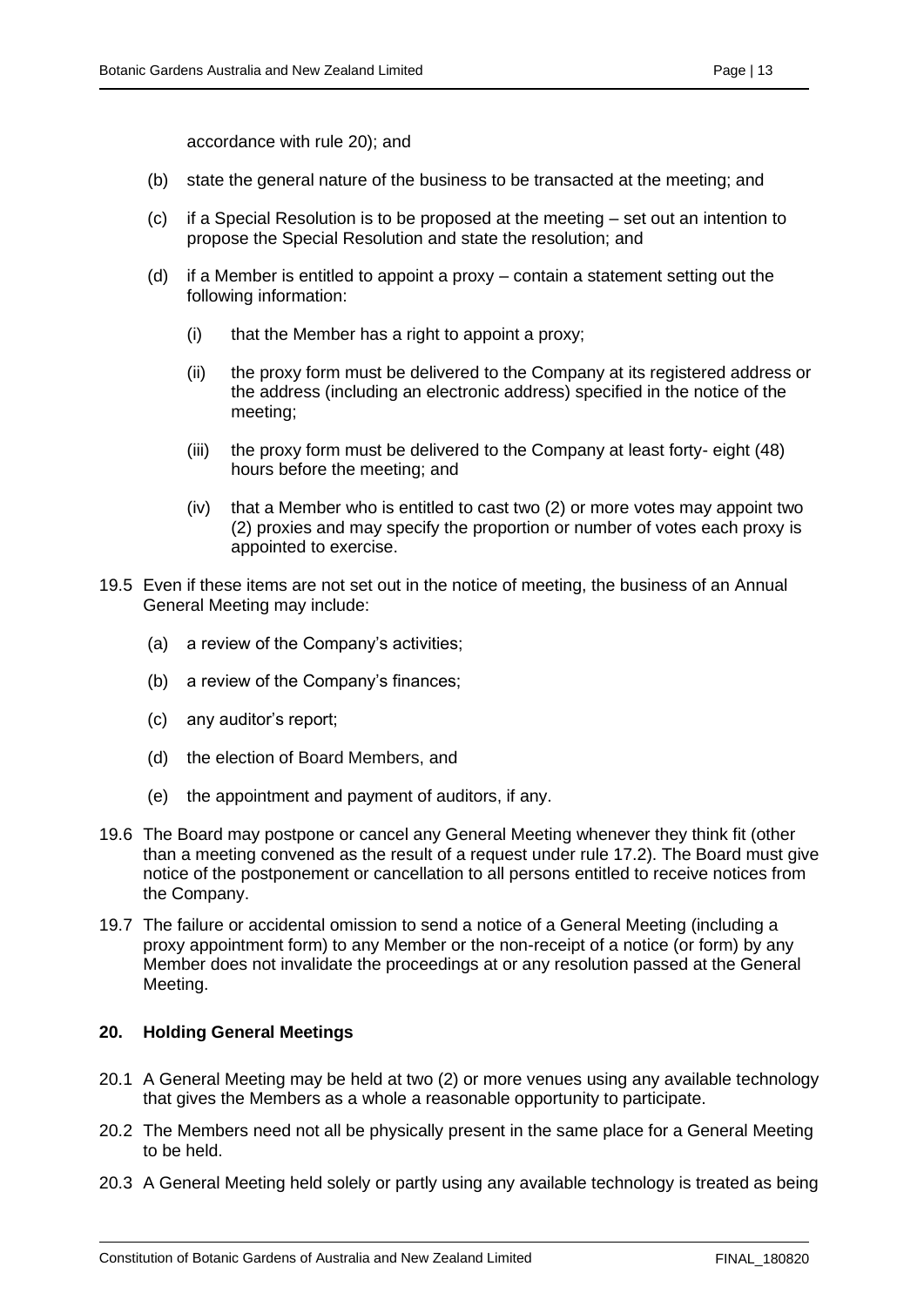accordance with rule 20); and

(b) state the general nature of the business to be transacted at the meeting; and

(c) if a Special Resolution is to be proposed at the meeting – set out an intention to propose the Special Resolution and state the resolution; and

(d) if a Member is entitled to appoint a proxy – contain a statement setting out the following information:

(i) that the Member has a right to appoint a proxy;

(ii) the proxy form must be delivered to the Company at its registered address or the address (including an electronic address) specified in the notice of the meeting;

(iii) the proxy form must be delivered to the Company at least forty- eight (48) hours before the meeting; and

(iv) that a Member who is entitled to cast two (2) or more votes may appoint two (2) proxies and may specify the proportion or number of votes each proxy is appointed to exercise.

19.5 Even if these items are not set out in the notice of meeting, the business of an Annual General Meeting may include:

(a) a review of the Company's activities;

(b) a review of the Company's finances;

(c) any auditor's report;

(d) the election of Board Members, and

(e) the appointment and payment of auditors, if any.

19.6 The Board may postpone or cancel any General Meeting whenever they think fit (other than a meeting convened as the result of a request under rule 17.2). The Board must give notice of the postponement or cancellation to all persons entitled to receive notices from the Company.

19.7 The failure or accidental omission to send a notice of a General Meeting (including a proxy appointment form) to any Member or the non-receipt of a notice (or form) by any Member does not invalidate the proceedings at or any resolution passed at the General Meeting.

## 20. Holding General Meetings

20.1 A General Meeting may be held at two (2) or more venues using any available technology that gives the Members as a whole a reasonable opportunity to participate.

20.2 The Members need not all be physically present in the same place for a General Meeting to be held.

20.3 A General Meeting held solely or partly using any available technology is treated as being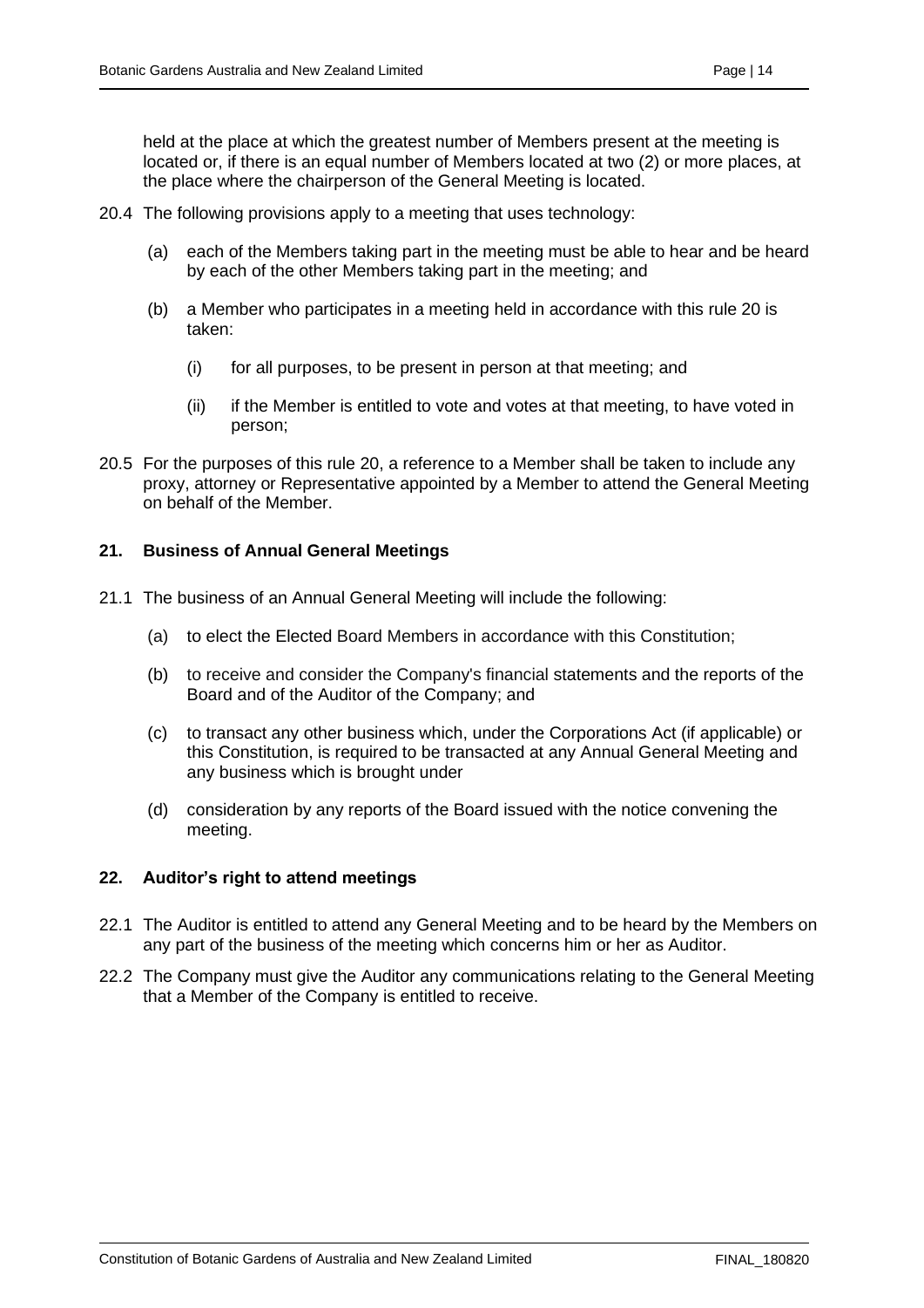held at the place at which the greatest number of Members present at the meeting is located or, if there is an equal number of Members located at two (2) or more places, at the place where the chairperson of the General Meeting is located.

20.4 The following provisions apply to a meeting that uses technology:

(a) each of the Members taking part in the meeting must be able to hear and be heard by each of the other Members taking part in the meeting; and

(b) a Member who participates in a meeting held in accordance with this rule 20 is taken:

(i) for all purposes, to be present in person at that meeting; and

(ii) if the Member is entitled to vote and votes at that meeting, to have voted in person;

20.5 For the purposes of this rule 20, a reference to a Member shall be taken to include any proxy, attorney or Representative appointed by a Member to attend the General Meeting on behalf of the Member.

## 21. Business of Annual General Meetings

21.1 The business of an Annual General Meeting will include the following:

(a) to elect the Elected Board Members in accordance with this Constitution;

(b) to receive and consider the Company's financial statements and the reports of the Board and of the Auditor of the Company; and

(c) to transact any other business which, under the Corporations Act (if applicable) or this Constitution, is required to be transacted at any Annual General Meeting and any business which is brought under

(d) consideration by any reports of the Board issued with the notice convening the meeting.

## 22. Auditor's right to attend meetings

22.1 The Auditor is entitled to attend any General Meeting and to be heard by the Members on any part of the business of the meeting which concerns him or her as Auditor.

22.2 The Company must give the Auditor any communications relating to the General Meeting that a Member of the Company is entitled to receive.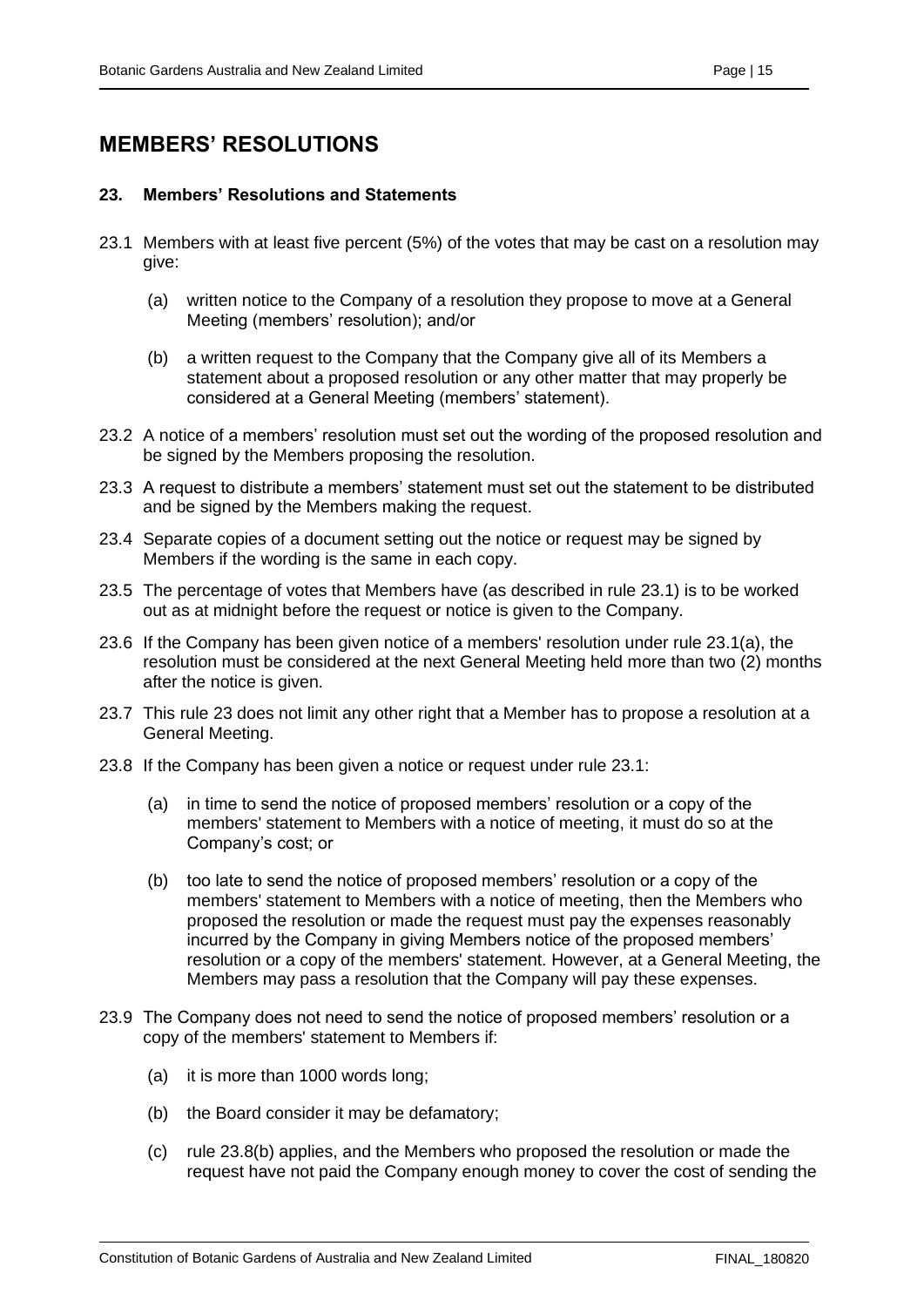## MEMBERS' RESOLUTIONS

### 23. Members' Resolutions and Statements

23.1 Members with at least five percent (5%) of the votes that may be cast on a resolution may give:

- (a) written notice to the Company of a resolution they propose to move at a General Meeting (members' resolution); and/or
- (b) a written request to the Company that the Company give all of its Members a statement about a proposed resolution or any other matter that may properly be considered at a General Meeting (members' statement).

23.2 A notice of a members' resolution must set out the wording of the proposed resolution and be signed by the Members proposing the resolution.

23.3 A request to distribute a members' statement must set out the statement to be distributed and be signed by the Members making the request.

23.4 Separate copies of a document setting out the notice or request may be signed by Members if the wording is the same in each copy.

23.5 The percentage of votes that Members have (as described in rule 23.1) is to be worked out as at midnight before the request or notice is given to the Company.

23.6 If the Company has been given notice of a members' resolution under rule 23.1(a), the resolution must be considered at the next General Meeting held more than two (2) months after the notice is given.

23.7 This rule 23 does not limit any other right that a Member has to propose a resolution at a General Meeting.

23.8 If the Company has been given a notice or request under rule 23.1:

- (a) in time to send the notice of proposed members' resolution or a copy of the members' statement to Members with a notice of meeting, it must do so at the Company's cost; or
- (b) too late to send the notice of proposed members' resolution or a copy of the members' statement to Members with a notice of meeting, then the Members who proposed the resolution or made the request must pay the expenses reasonably incurred by the Company in giving Members notice of the proposed members' resolution or a copy of the members' statement. However, at a General Meeting, the Members may pass a resolution that the Company will pay these expenses.

23.9 The Company does not need to send the notice of proposed members' resolution or a copy of the members' statement to Members if:

- (a) it is more than 1000 words long;
- (b) the Board consider it may be defamatory;
- (c) rule 23.8(b) applies, and the Members who proposed the resolution or made the request have not paid the Company enough money to cover the cost of sending the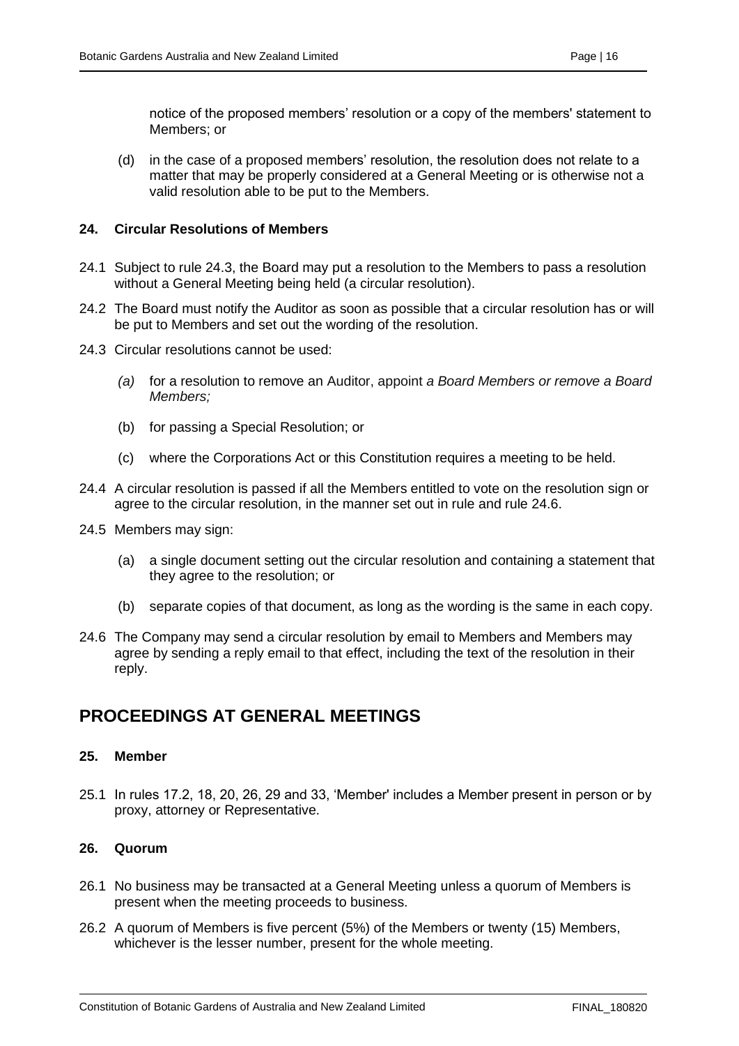notice of the proposed members' resolution or a copy of the members' statement to Members; or

(d) in the case of a proposed members' resolution, the resolution does not relate to a matter that may be properly considered at a General Meeting or is otherwise not a valid resolution able to be put to the Members.

### 24. Circular Resolutions of Members

24.1 Subject to rule 24.3, the Board may put a resolution to the Members to pass a resolution without a General Meeting being held (a circular resolution).

24.2 The Board must notify the Auditor as soon as possible that a circular resolution has or will be put to Members and set out the wording of the resolution.

24.3 Circular resolutions cannot be used:

*(a)* for a resolution to remove an Auditor, appoint *a Board Members or remove a Board Members;*

(b) for passing a Special Resolution; or

(c) where the Corporations Act or this Constitution requires a meeting to be held.

24.4 A circular resolution is passed if all the Members entitled to vote on the resolution sign or agree to the circular resolution, in the manner set out in rule and rule 24.6.

24.5 Members may sign:

(a) a single document setting out the circular resolution and containing a statement that they agree to the resolution; or

(b) separate copies of that document, as long as the wording is the same in each copy.

24.6 The Company may send a circular resolution by email to Members and Members may agree by sending a reply email to that effect, including the text of the resolution in their reply.

## PROCEEDINGS AT GENERAL MEETINGS

### 25. Member

25.1 In rules 17.2, 18, 20, 26, 29 and 33, 'Member' includes a Member present in person or by proxy, attorney or Representative.

### 26. Quorum

26.1 No business may be transacted at a General Meeting unless a quorum of Members is present when the meeting proceeds to business.

26.2 A quorum of Members is five percent (5%) of the Members or twenty (15) Members, whichever is the lesser number, present for the whole meeting.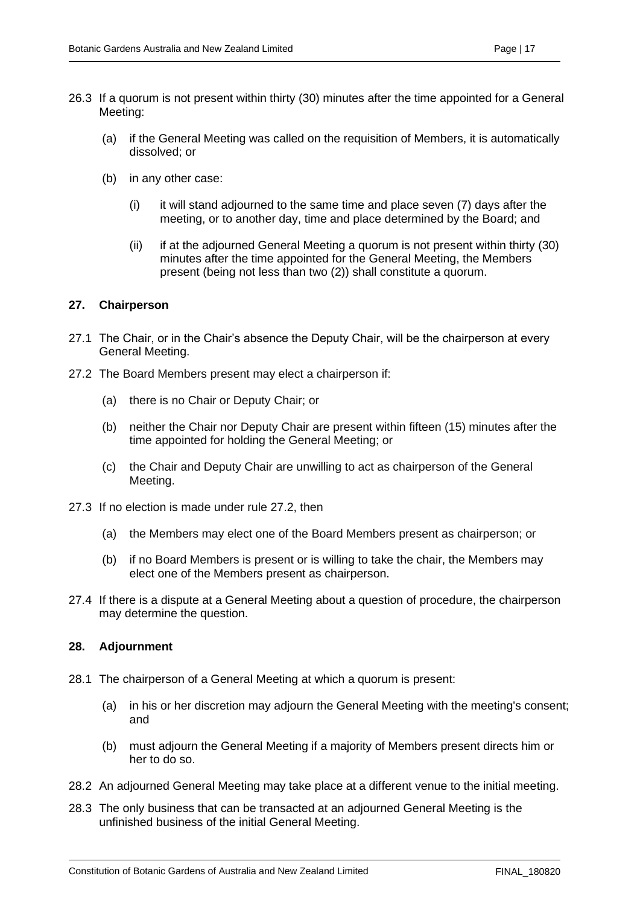26.3 If a quorum is not present within thirty (30) minutes after the time appointed for a General Meeting:

   (a) if the General Meeting was called on the requisition of Members, it is automatically dissolved; or

   (b) in any other case:

      (i) it will stand adjourned to the same time and place seven (7) days after the meeting, or to another day, time and place determined by the Board; and

      (ii) if at the adjourned General Meeting a quorum is not present within thirty (30) minutes after the time appointed for the General Meeting, the Members present (being not less than two (2)) shall constitute a quorum.

### 27. Chairperson

27.1 The Chair, or in the Chair's absence the Deputy Chair, will be the chairperson at every General Meeting.

27.2 The Board Members present may elect a chairperson if:

   (a) there is no Chair or Deputy Chair; or

   (b) neither the Chair nor Deputy Chair are present within fifteen (15) minutes after the time appointed for holding the General Meeting; or

   (c) the Chair and Deputy Chair are unwilling to act as chairperson of the General Meeting.

27.3 If no election is made under rule 27.2, then

   (a) the Members may elect one of the Board Members present as chairperson; or

   (b) if no Board Members is present or is willing to take the chair, the Members may elect one of the Members present as chairperson.

27.4 If there is a dispute at a General Meeting about a question of procedure, the chairperson may determine the question.

### 28. Adjournment

28.1 The chairperson of a General Meeting at which a quorum is present:

   (a) in his or her discretion may adjourn the General Meeting with the meeting's consent; and

   (b) must adjourn the General Meeting if a majority of Members present directs him or her to do so.

28.2 An adjourned General Meeting may take place at a different venue to the initial meeting.

28.3 The only business that can be transacted at an adjourned General Meeting is the unfinished business of the initial General Meeting.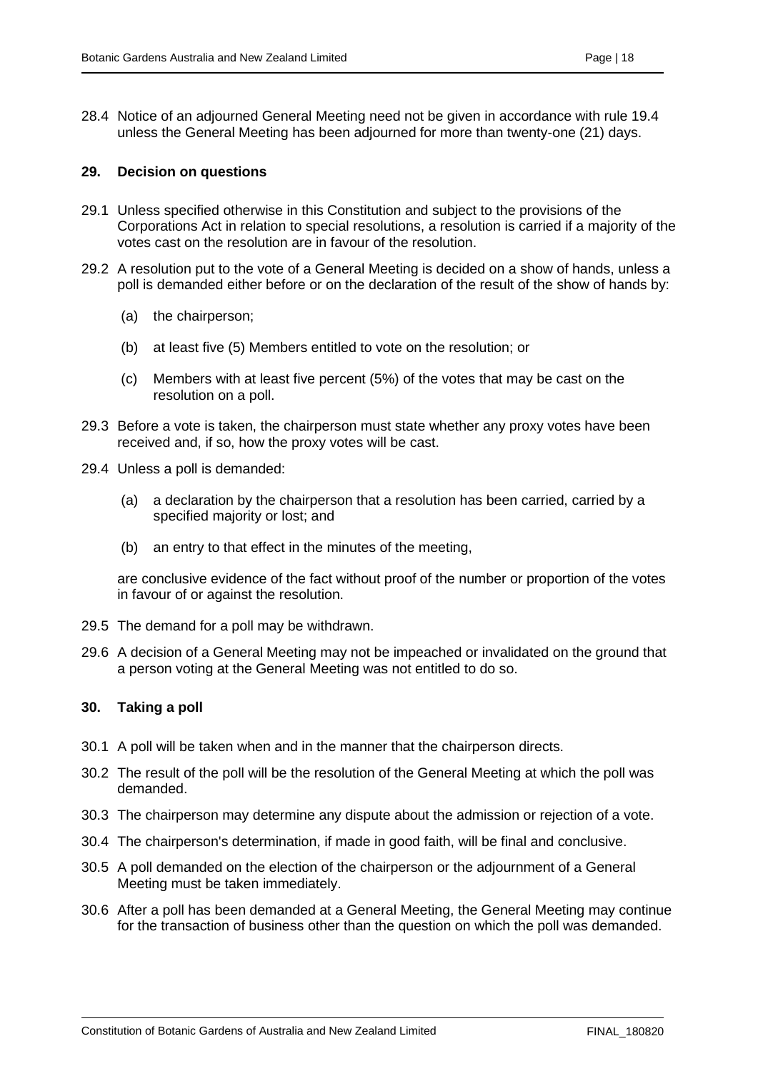28.4 Notice of an adjourned General Meeting need not be given in accordance with rule 19.4 unless the General Meeting has been adjourned for more than twenty-one (21) days.

## 29. Decision on questions

29.1 Unless specified otherwise in this Constitution and subject to the provisions of the Corporations Act in relation to special resolutions, a resolution is carried if a majority of the votes cast on the resolution are in favour of the resolution.

29.2 A resolution put to the vote of a General Meeting is decided on a show of hands, unless a poll is demanded either before or on the declaration of the result of the show of hands by:

(a) the chairperson;

(b) at least five (5) Members entitled to vote on the resolution; or

(c) Members with at least five percent (5%) of the votes that may be cast on the resolution on a poll.

29.3 Before a vote is taken, the chairperson must state whether any proxy votes have been received and, if so, how the proxy votes will be cast.

29.4 Unless a poll is demanded:

(a) a declaration by the chairperson that a resolution has been carried, carried by a specified majority or lost; and

(b) an entry to that effect in the minutes of the meeting,

are conclusive evidence of the fact without proof of the number or proportion of the votes in favour of or against the resolution.

29.5 The demand for a poll may be withdrawn.

29.6 A decision of a General Meeting may not be impeached or invalidated on the ground that a person voting at the General Meeting was not entitled to do so.

## 30. Taking a poll

30.1 A poll will be taken when and in the manner that the chairperson directs.

30.2 The result of the poll will be the resolution of the General Meeting at which the poll was demanded.

30.3 The chairperson may determine any dispute about the admission or rejection of a vote.

30.4 The chairperson's determination, if made in good faith, will be final and conclusive.

30.5 A poll demanded on the election of the chairperson or the adjournment of a General Meeting must be taken immediately.

30.6 After a poll has been demanded at a General Meeting, the General Meeting may continue for the transaction of business other than the question on which the poll was demanded.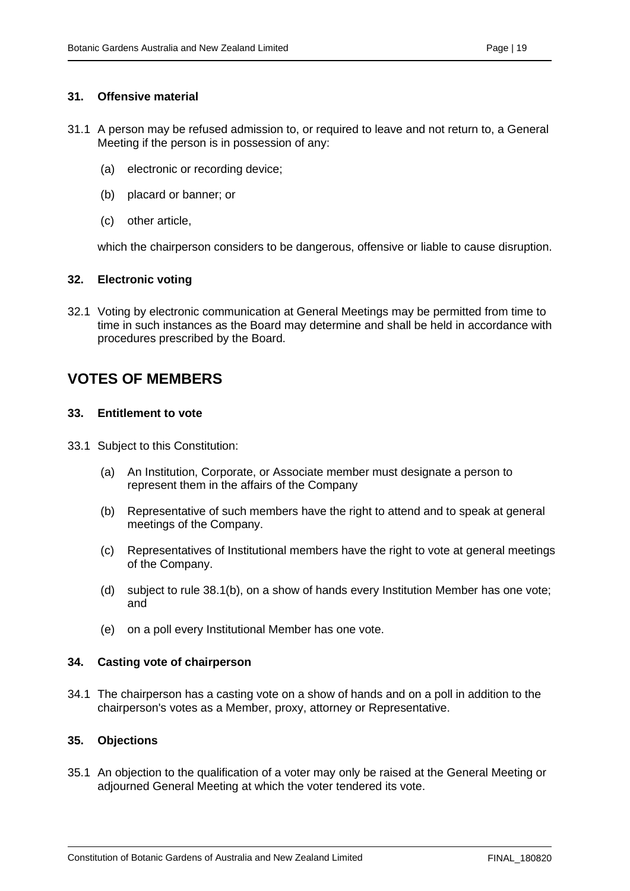### 31. Offensive material

31.1 A person may be refused admission to, or required to leave and not return to, a General Meeting if the person is in possession of any:

(a) electronic or recording device;

(b) placard or banner; or

(c) other article,

which the chairperson considers to be dangerous, offensive or liable to cause disruption.

### 32. Electronic voting

32.1 Voting by electronic communication at General Meetings may be permitted from time to time in such instances as the Board may determine and shall be held in accordance with procedures prescribed by the Board.

## VOTES OF MEMBERS

### 33. Entitlement to vote

33.1 Subject to this Constitution:

(a) An Institution, Corporate, or Associate member must designate a person to represent them in the affairs of the Company

(b) Representative of such members have the right to attend and to speak at general meetings of the Company.

(c) Representatives of Institutional members have the right to vote at general meetings of the Company.

(d) subject to rule 38.1(b), on a show of hands every Institution Member has one vote; and

(e) on a poll every Institutional Member has one vote.

### 34. Casting vote of chairperson

34.1 The chairperson has a casting vote on a show of hands and on a poll in addition to the chairperson's votes as a Member, proxy, attorney or Representative.

### 35. Objections

35.1 An objection to the qualification of a voter may only be raised at the General Meeting or adjourned General Meeting at which the voter tendered its vote.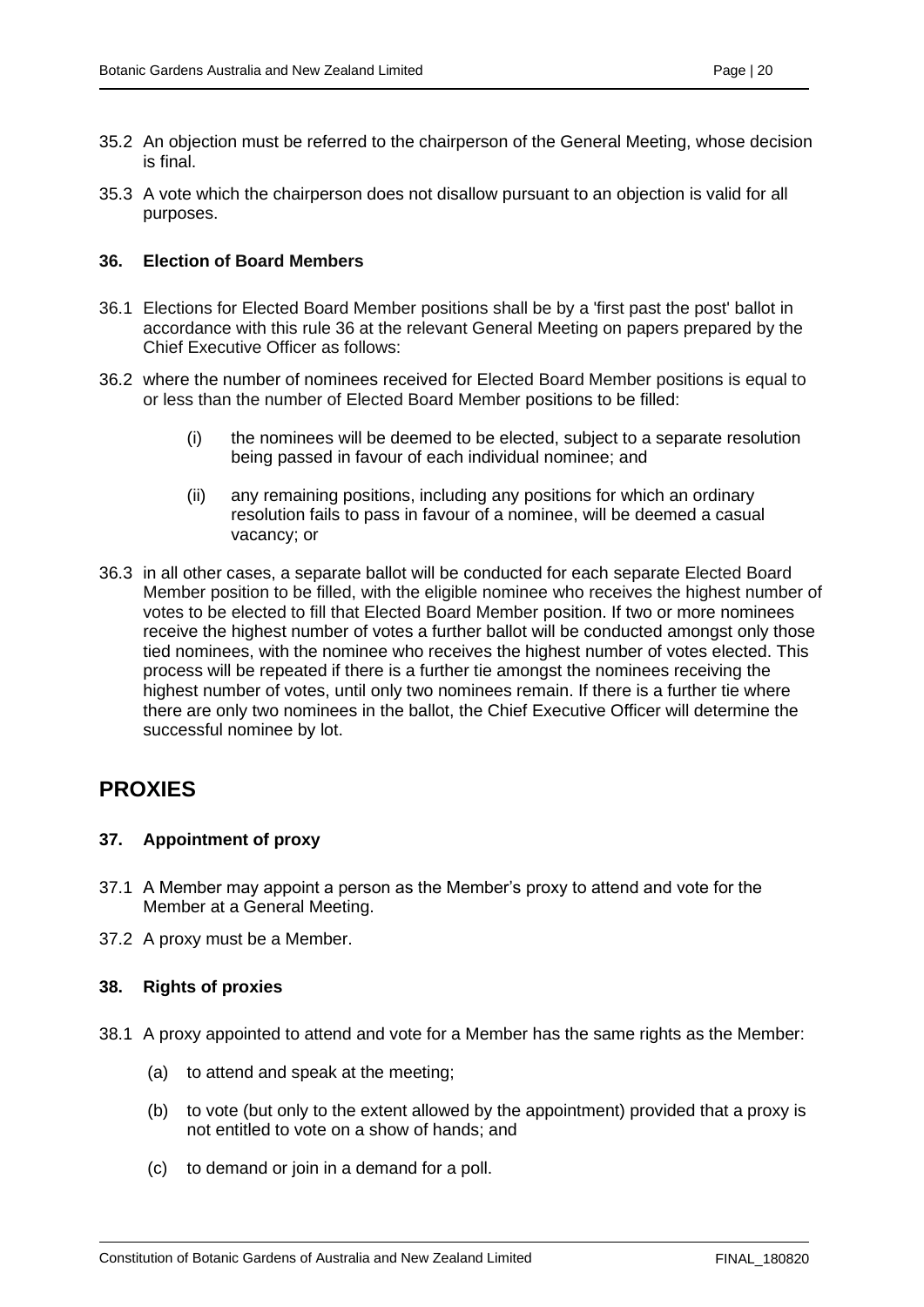35.2 An objection must be referred to the chairperson of the General Meeting, whose decision is final.

35.3 A vote which the chairperson does not disallow pursuant to an objection is valid for all purposes.

### 36. Election of Board Members

36.1 Elections for Elected Board Member positions shall be by a 'first past the post' ballot in accordance with this rule 36 at the relevant General Meeting on papers prepared by the Chief Executive Officer as follows:

36.2 where the number of nominees received for Elected Board Member positions is equal to or less than the number of Elected Board Member positions to be filled:

- (i) the nominees will be deemed to be elected, subject to a separate resolution being passed in favour of each individual nominee; and
- (ii) any remaining positions, including any positions for which an ordinary resolution fails to pass in favour of a nominee, will be deemed a casual vacancy; or

36.3 in all other cases, a separate ballot will be conducted for each separate Elected Board Member position to be filled, with the eligible nominee who receives the highest number of votes to be elected to fill that Elected Board Member position. If two or more nominees receive the highest number of votes a further ballot will be conducted amongst only those tied nominees, with the nominee who receives the highest number of votes elected. This process will be repeated if there is a further tie amongst the nominees receiving the highest number of votes, until only two nominees remain. If there is a further tie where there are only two nominees in the ballot, the Chief Executive Officer will determine the successful nominee by lot.

## PROXIES

### 37. Appointment of proxy

37.1 A Member may appoint a person as the Member's proxy to attend and vote for the Member at a General Meeting.

37.2 A proxy must be a Member.

### 38. Rights of proxies

38.1 A proxy appointed to attend and vote for a Member has the same rights as the Member:

- (a) to attend and speak at the meeting;
- (b) to vote (but only to the extent allowed by the appointment) provided that a proxy is not entitled to vote on a show of hands; and
- (c) to demand or join in a demand for a poll.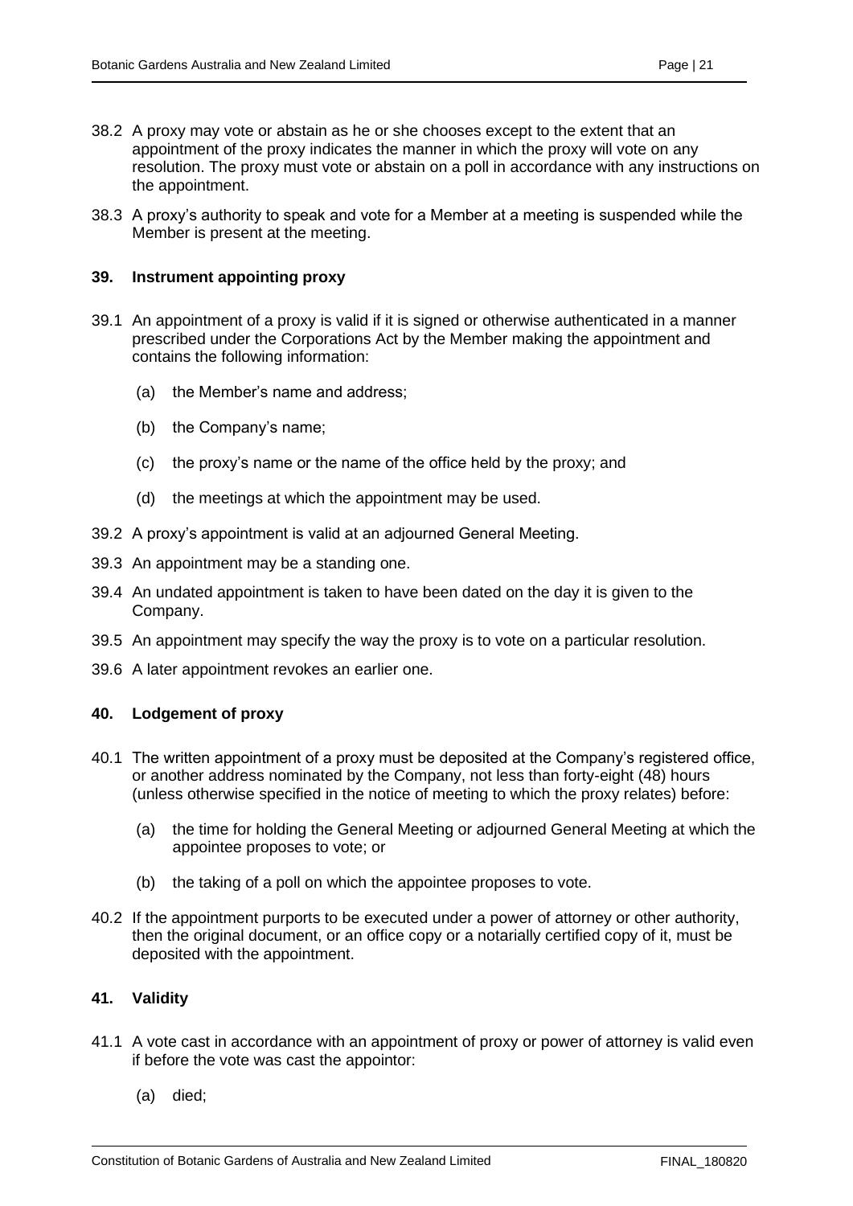38.2 A proxy may vote or abstain as he or she chooses except to the extent that an appointment of the proxy indicates the manner in which the proxy will vote on any resolution. The proxy must vote or abstain on a poll in accordance with any instructions on the appointment.

38.3 A proxy's authority to speak and vote for a Member at a meeting is suspended while the Member is present at the meeting.

### 39. Instrument appointing proxy

39.1 An appointment of a proxy is valid if it is signed or otherwise authenticated in a manner prescribed under the Corporations Act by the Member making the appointment and contains the following information:

(a) the Member's name and address;

(b) the Company's name;

(c) the proxy's name or the name of the office held by the proxy; and

(d) the meetings at which the appointment may be used.

39.2 A proxy's appointment is valid at an adjourned General Meeting.

39.3 An appointment may be a standing one.

39.4 An undated appointment is taken to have been dated on the day it is given to the Company.

39.5 An appointment may specify the way the proxy is to vote on a particular resolution.

39.6 A later appointment revokes an earlier one.

### 40. Lodgement of proxy

40.1 The written appointment of a proxy must be deposited at the Company's registered office, or another address nominated by the Company, not less than forty-eight (48) hours (unless otherwise specified in the notice of meeting to which the proxy relates) before:

(a) the time for holding the General Meeting or adjourned General Meeting at which the appointee proposes to vote; or

(b) the taking of a poll on which the appointee proposes to vote.

40.2 If the appointment purports to be executed under a power of attorney or other authority, then the original document, or an office copy or a notarially certified copy of it, must be deposited with the appointment.

### 41. Validity

41.1 A vote cast in accordance with an appointment of proxy or power of attorney is valid even if before the vote was cast the appointor:

(a) died;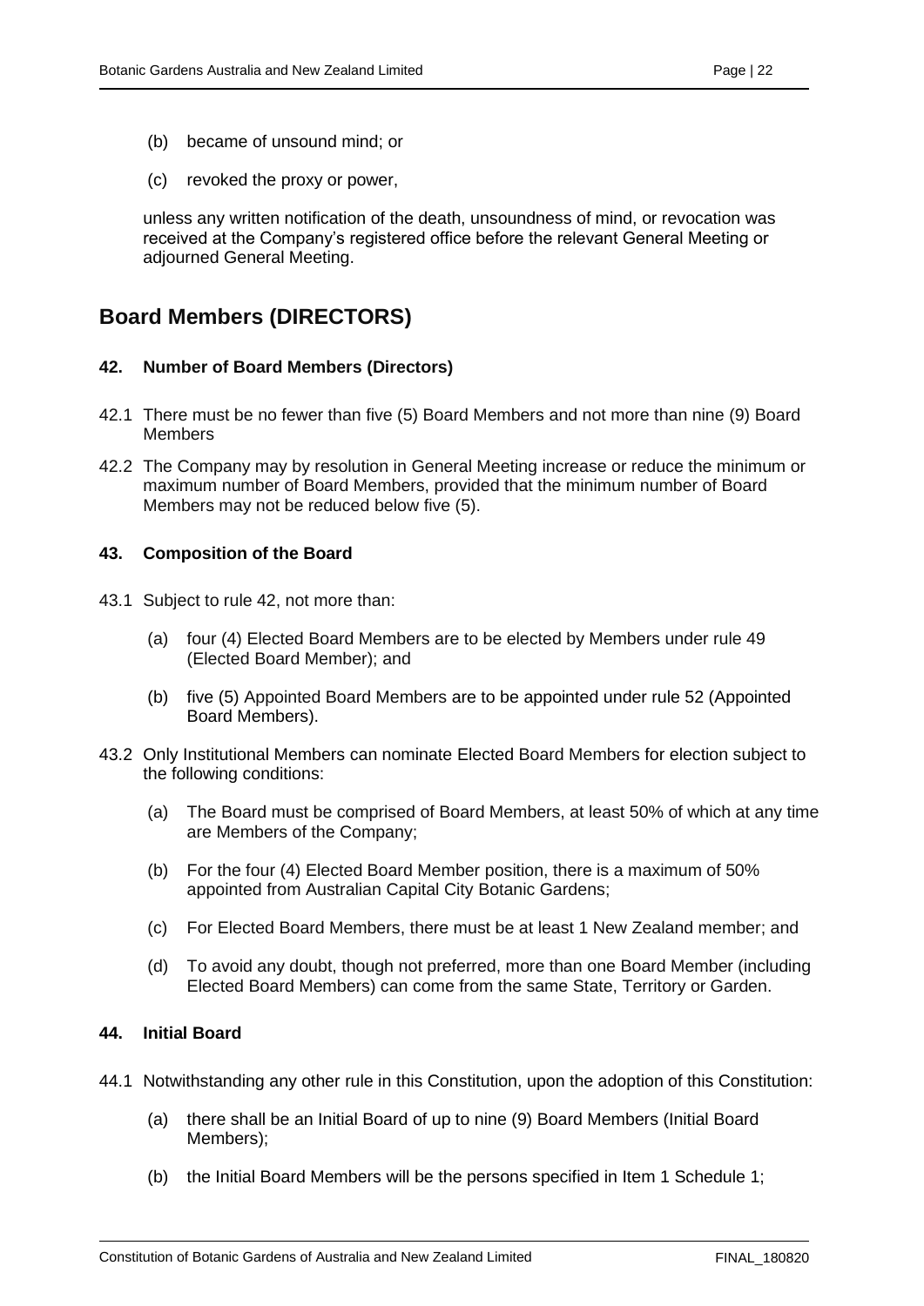(b) became of unsound mind; or

(c) revoked the proxy or power,

unless any written notification of the death, unsoundness of mind, or revocation was received at the Company's registered office before the relevant General Meeting or adjourned General Meeting.

## Board Members (DIRECTORS)

### 42. Number of Board Members (Directors)

42.1 There must be no fewer than five (5) Board Members and not more than nine (9) Board Members

42.2 The Company may by resolution in General Meeting increase or reduce the minimum or maximum number of Board Members, provided that the minimum number of Board Members may not be reduced below five (5).

### 43. Composition of the Board

43.1 Subject to rule 42, not more than:

(a) four (4) Elected Board Members are to be elected by Members under rule 49 (Elected Board Member); and

(b) five (5) Appointed Board Members are to be appointed under rule 52 (Appointed Board Members).

43.2 Only Institutional Members can nominate Elected Board Members for election subject to the following conditions:

(a) The Board must be comprised of Board Members, at least 50% of which at any time are Members of the Company;

(b) For the four (4) Elected Board Member position, there is a maximum of 50% appointed from Australian Capital City Botanic Gardens;

(c) For Elected Board Members, there must be at least 1 New Zealand member; and

(d) To avoid any doubt, though not preferred, more than one Board Member (including Elected Board Members) can come from the same State, Territory or Garden.

### 44. Initial Board

44.1 Notwithstanding any other rule in this Constitution, upon the adoption of this Constitution:

(a) there shall be an Initial Board of up to nine (9) Board Members (Initial Board Members);

(b) the Initial Board Members will be the persons specified in Item 1 Schedule 1;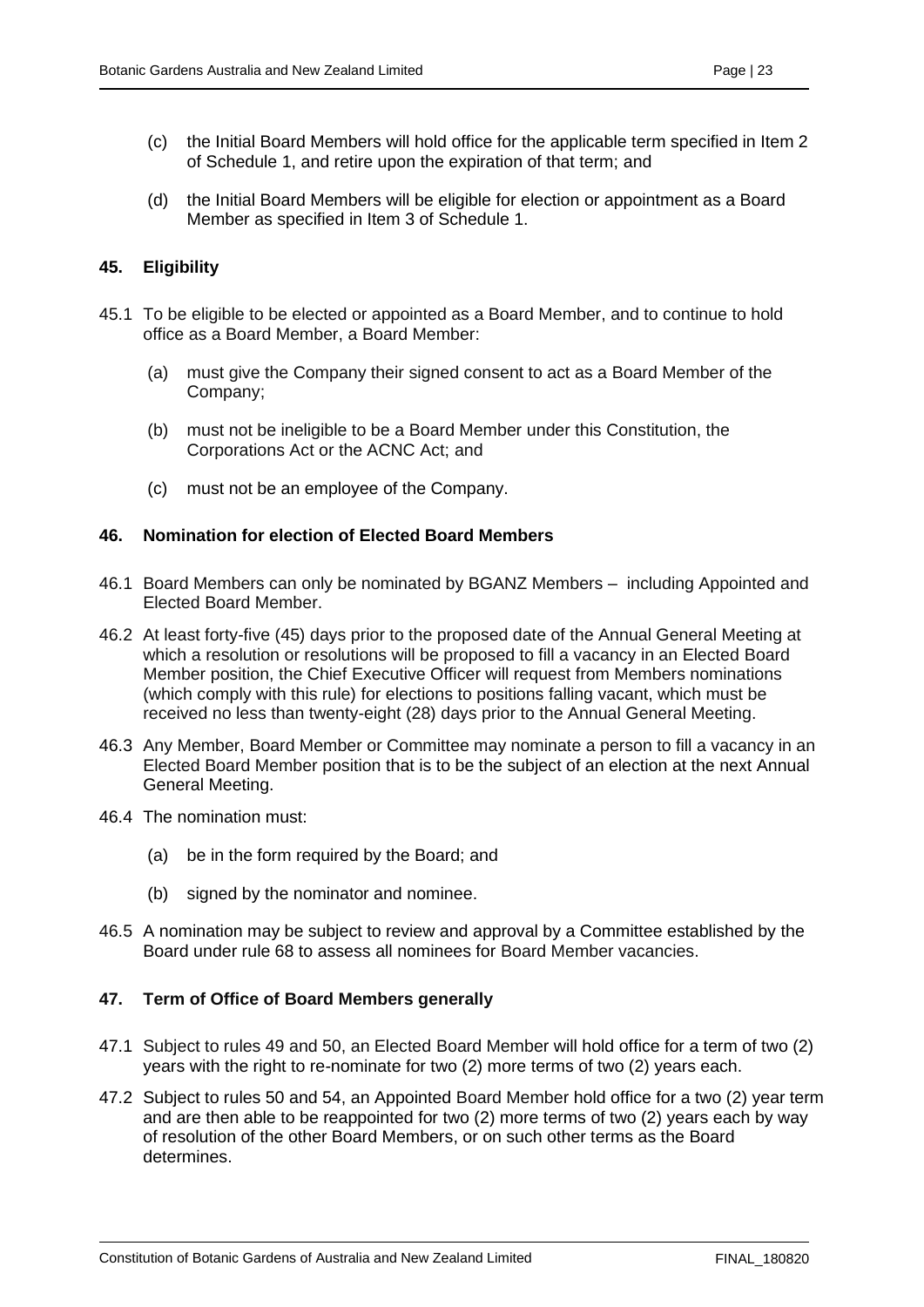(c) the Initial Board Members will hold office for the applicable term specified in Item 2 of Schedule 1, and retire upon the expiration of that term; and

(d) the Initial Board Members will be eligible for election or appointment as a Board Member as specified in Item 3 of Schedule 1.

## 45. Eligibility

45.1 To be eligible to be elected or appointed as a Board Member, and to continue to hold office as a Board Member, a Board Member:

(a) must give the Company their signed consent to act as a Board Member of the Company;

(b) must not be ineligible to be a Board Member under this Constitution, the Corporations Act or the ACNC Act; and

(c) must not be an employee of the Company.

## 46. Nomination for election of Elected Board Members

46.1 Board Members can only be nominated by BGANZ Members – including Appointed and Elected Board Member.

46.2 At least forty-five (45) days prior to the proposed date of the Annual General Meeting at which a resolution or resolutions will be proposed to fill a vacancy in an Elected Board Member position, the Chief Executive Officer will request from Members nominations (which comply with this rule) for elections to positions falling vacant, which must be received no less than twenty-eight (28) days prior to the Annual General Meeting.

46.3 Any Member, Board Member or Committee may nominate a person to fill a vacancy in an Elected Board Member position that is to be the subject of an election at the next Annual General Meeting.

46.4 The nomination must:

(a) be in the form required by the Board; and

(b) signed by the nominator and nominee.

46.5 A nomination may be subject to review and approval by a Committee established by the Board under rule 68 to assess all nominees for Board Member vacancies.

## 47. Term of Office of Board Members generally

47.1 Subject to rules 49 and 50, an Elected Board Member will hold office for a term of two (2) years with the right to re-nominate for two (2) more terms of two (2) years each.

47.2 Subject to rules 50 and 54, an Appointed Board Member hold office for a two (2) year term and are then able to be reappointed for two (2) more terms of two (2) years each by way of resolution of the other Board Members, or on such other terms as the Board determines.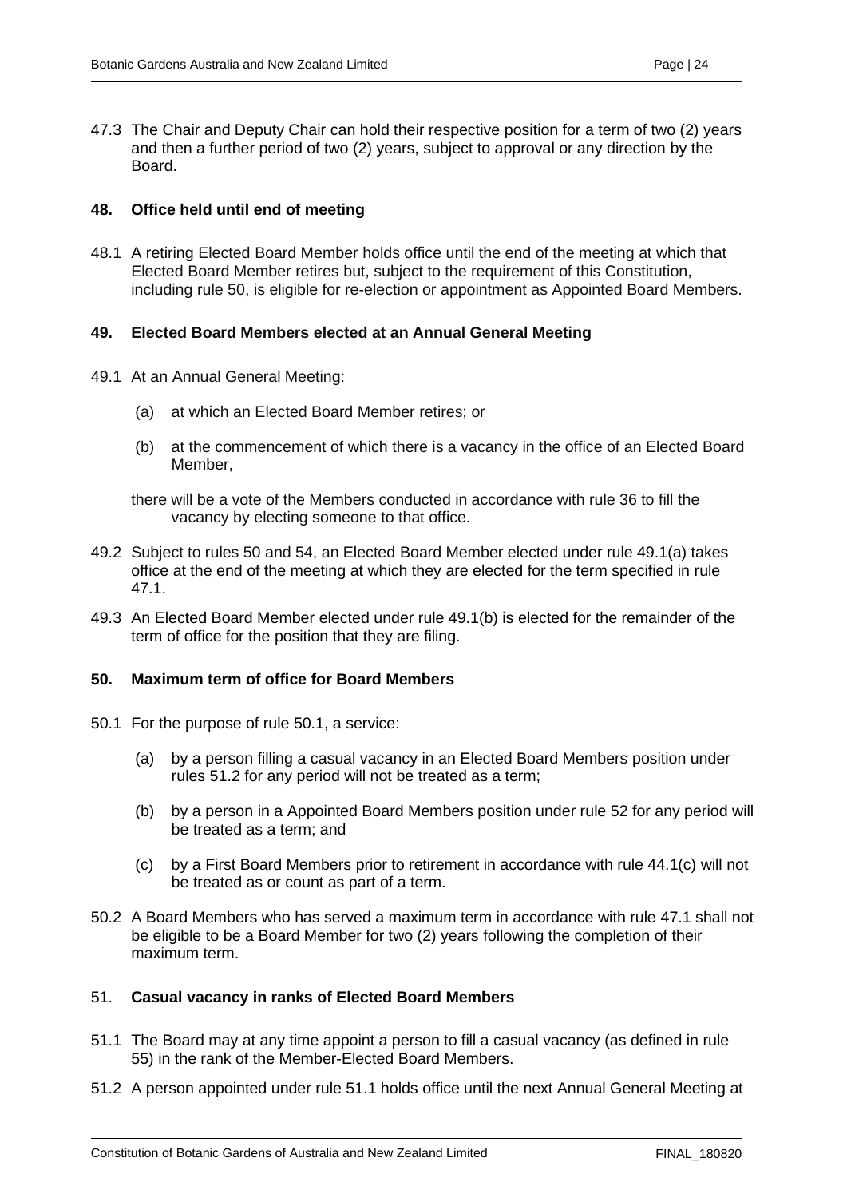47.3 The Chair and Deputy Chair can hold their respective position for a term of two (2) years and then a further period of two (2) years, subject to approval or any direction by the Board.

### 48. Office held until end of meeting

48.1 A retiring Elected Board Member holds office until the end of the meeting at which that Elected Board Member retires but, subject to the requirement of this Constitution, including rule 50, is eligible for re-election or appointment as Appointed Board Members.

### 49. Elected Board Members elected at an Annual General Meeting

49.1 At an Annual General Meeting:

(a) at which an Elected Board Member retires; or

(b) at the commencement of which there is a vacancy in the office of an Elected Board Member,

there will be a vote of the Members conducted in accordance with rule 36 to fill the vacancy by electing someone to that office.

49.2 Subject to rules 50 and 54, an Elected Board Member elected under rule 49.1(a) takes office at the end of the meeting at which they are elected for the term specified in rule 47.1.

49.3 An Elected Board Member elected under rule 49.1(b) is elected for the remainder of the term of office for the position that they are filing.

### 50. Maximum term of office for Board Members

50.1 For the purpose of rule 50.1, a service:

(a) by a person filling a casual vacancy in an Elected Board Members position under rules 51.2 for any period will not be treated as a term;

(b) by a person in a Appointed Board Members position under rule 52 for any period will be treated as a term; and

(c) by a First Board Members prior to retirement in accordance with rule 44.1(c) will not be treated as or count as part of a term.

50.2 A Board Members who has served a maximum term in accordance with rule 47.1 shall not be eligible to be a Board Member for two (2) years following the completion of their maximum term.

### 51. Casual vacancy in ranks of Elected Board Members

51.1 The Board may at any time appoint a person to fill a casual vacancy (as defined in rule 55) in the rank of the Member-Elected Board Members.

51.2 A person appointed under rule 51.1 holds office until the next Annual General Meeting at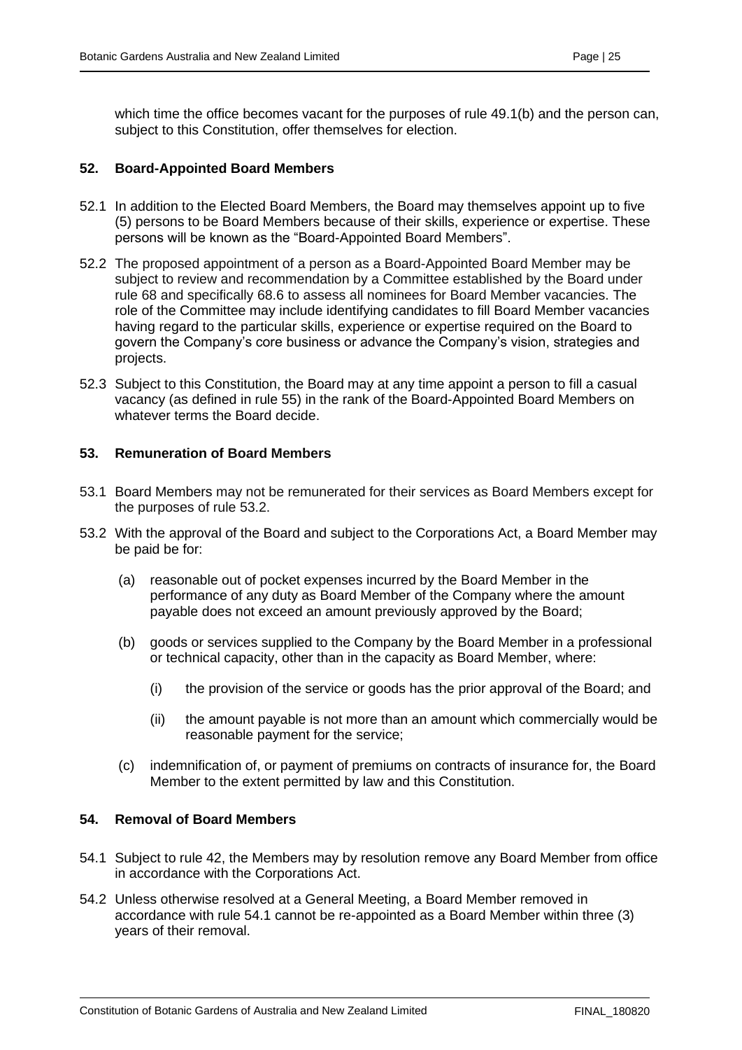which time the office becomes vacant for the purposes of rule 49.1(b) and the person can, subject to this Constitution, offer themselves for election.

## 52. Board-Appointed Board Members

52.1 In addition to the Elected Board Members, the Board may themselves appoint up to five (5) persons to be Board Members because of their skills, experience or expertise. These persons will be known as the "Board-Appointed Board Members".

52.2 The proposed appointment of a person as a Board-Appointed Board Member may be subject to review and recommendation by a Committee established by the Board under rule 68 and specifically 68.6 to assess all nominees for Board Member vacancies. The role of the Committee may include identifying candidates to fill Board Member vacancies having regard to the particular skills, experience or expertise required on the Board to govern the Company's core business or advance the Company's vision, strategies and projects.

52.3 Subject to this Constitution, the Board may at any time appoint a person to fill a casual vacancy (as defined in rule 55) in the rank of the Board-Appointed Board Members on whatever terms the Board decide.

## 53. Remuneration of Board Members

53.1 Board Members may not be remunerated for their services as Board Members except for the purposes of rule 53.2.

53.2 With the approval of the Board and subject to the Corporations Act, a Board Member may be paid be for:

(a) reasonable out of pocket expenses incurred by the Board Member in the performance of any duty as Board Member of the Company where the amount payable does not exceed an amount previously approved by the Board;

(b) goods or services supplied to the Company by the Board Member in a professional or technical capacity, other than in the capacity as Board Member, where:

(i) the provision of the service or goods has the prior approval of the Board; and

(ii) the amount payable is not more than an amount which commercially would be reasonable payment for the service;

(c) indemnification of, or payment of premiums on contracts of insurance for, the Board Member to the extent permitted by law and this Constitution.

## 54. Removal of Board Members

54.1 Subject to rule 42, the Members may by resolution remove any Board Member from office in accordance with the Corporations Act.

54.2 Unless otherwise resolved at a General Meeting, a Board Member removed in accordance with rule 54.1 cannot be re-appointed as a Board Member within three (3) years of their removal.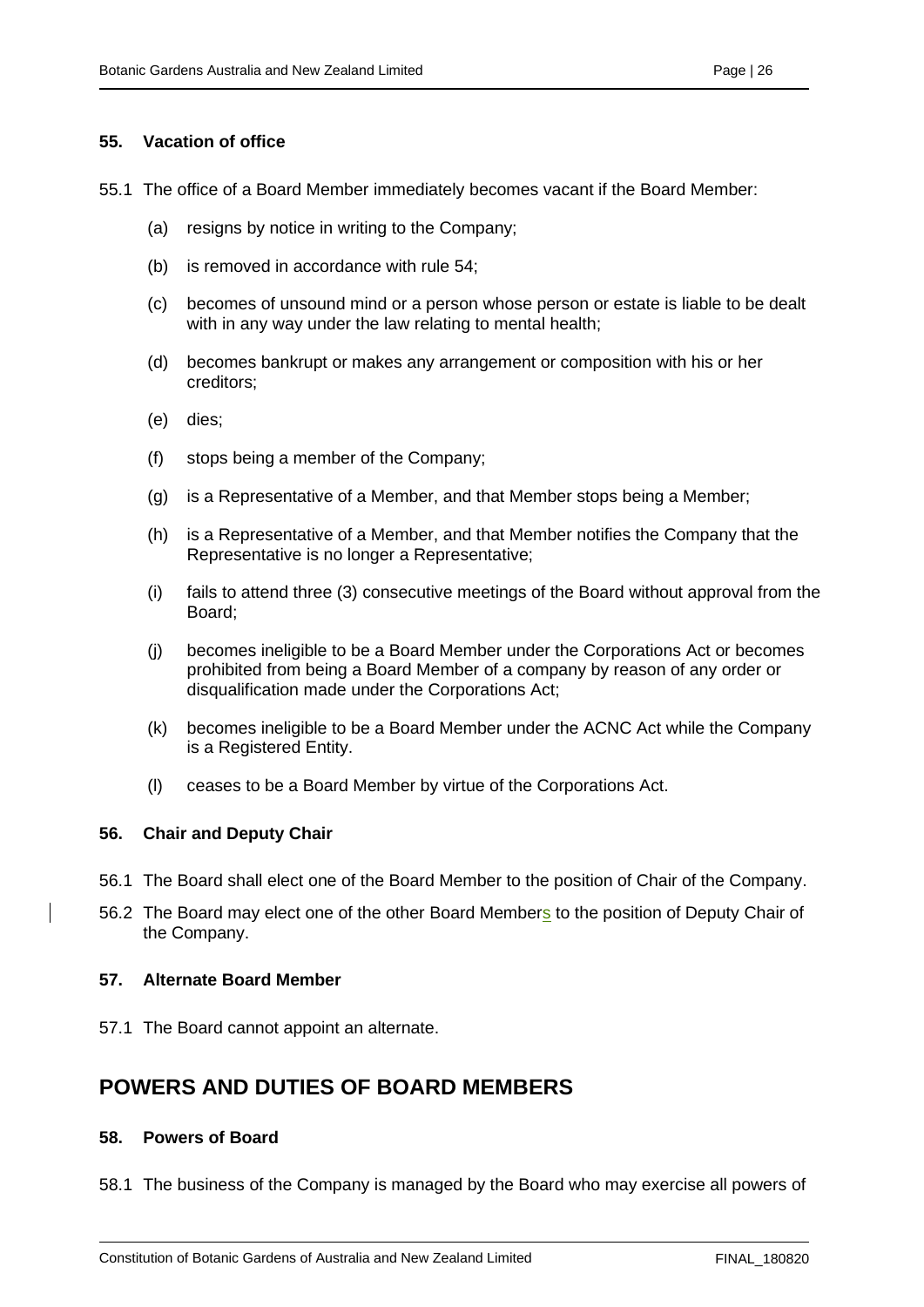#### 55. Vacation of office

55.1 The office of a Board Member immediately becomes vacant if the Board Member:

(a) resigns by notice in writing to the Company;

(b) is removed in accordance with rule 54;

(c) becomes of unsound mind or a person whose person or estate is liable to be dealt with in any way under the law relating to mental health;

(d) becomes bankrupt or makes any arrangement or composition with his or her creditors;

(e) dies;

(f) stops being a member of the Company;

(g) is a Representative of a Member, and that Member stops being a Member;

(h) is a Representative of a Member, and that Member notifies the Company that the Representative is no longer a Representative;

(i) fails to attend three (3) consecutive meetings of the Board without approval from the Board;

(j) becomes ineligible to be a Board Member under the Corporations Act or becomes prohibited from being a Board Member of a company by reason of any order or disqualification made under the Corporations Act;

(k) becomes ineligible to be a Board Member under the ACNC Act while the Company is a Registered Entity.

(l) ceases to be a Board Member by virtue of the Corporations Act.

#### 56. Chair and Deputy Chair

56.1 The Board shall elect one of the Board Member to the position of Chair of the Company.

56.2 The Board may elect one of the other Board Members to the position of Deputy Chair of the Company.

#### 57. Alternate Board Member

57.1 The Board cannot appoint an alternate.

## POWERS AND DUTIES OF BOARD MEMBERS

#### 58. Powers of Board

58.1 The business of the Company is managed by the Board who may exercise all powers of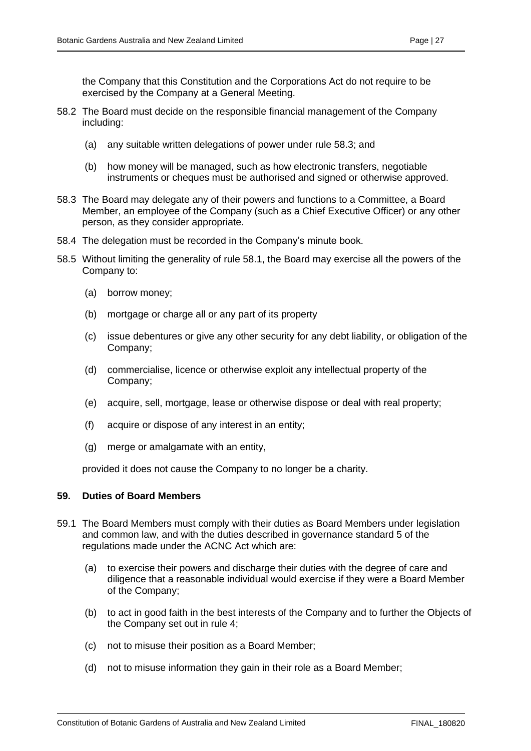the Company that this Constitution and the Corporations Act do not require to be exercised by the Company at a General Meeting.

58.2 The Board must decide on the responsible financial management of the Company including:

(a) any suitable written delegations of power under rule 58.3; and

(b) how money will be managed, such as how electronic transfers, negotiable instruments or cheques must be authorised and signed or otherwise approved.

58.3 The Board may delegate any of their powers and functions to a Committee, a Board Member, an employee of the Company (such as a Chief Executive Officer) or any other person, as they consider appropriate.

58.4 The delegation must be recorded in the Company's minute book.

58.5 Without limiting the generality of rule 58.1, the Board may exercise all the powers of the Company to:

(a) borrow money;

(b) mortgage or charge all or any part of its property

(c) issue debentures or give any other security for any debt liability, or obligation of the Company;

(d) commercialise, licence or otherwise exploit any intellectual property of the Company;

(e) acquire, sell, mortgage, lease or otherwise dispose or deal with real property;

(f) acquire or dispose of any interest in an entity;

(g) merge or amalgamate with an entity,

provided it does not cause the Company to no longer be a charity.

### 59. Duties of Board Members

59.1 The Board Members must comply with their duties as Board Members under legislation and common law, and with the duties described in governance standard 5 of the regulations made under the ACNC Act which are:

(a) to exercise their powers and discharge their duties with the degree of care and diligence that a reasonable individual would exercise if they were a Board Member of the Company;

(b) to act in good faith in the best interests of the Company and to further the Objects of the Company set out in rule 4;

(c) not to misuse their position as a Board Member;

(d) not to misuse information they gain in their role as a Board Member;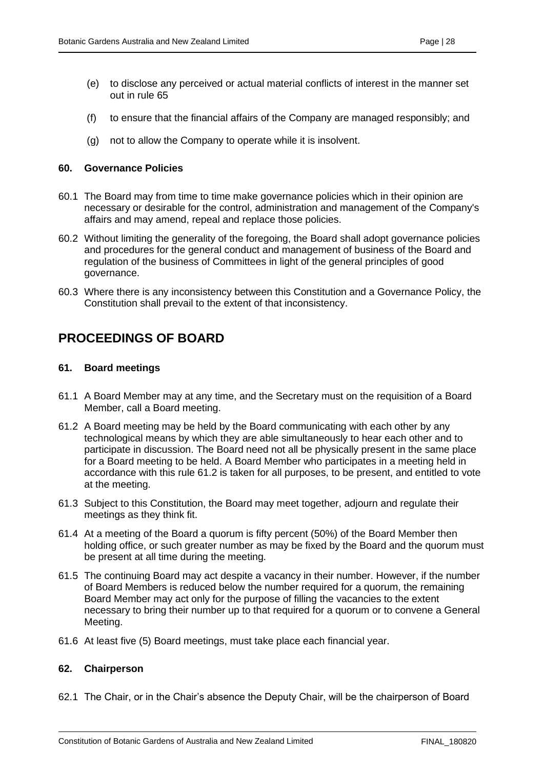(e) to disclose any perceived or actual material conflicts of interest in the manner set out in rule 65

(f) to ensure that the financial affairs of the Company are managed responsibly; and

(g) not to allow the Company to operate while it is insolvent.

### 60. Governance Policies

60.1 The Board may from time to time make governance policies which in their opinion are necessary or desirable for the control, administration and management of the Company's affairs and may amend, repeal and replace those policies.

60.2 Without limiting the generality of the foregoing, the Board shall adopt governance policies and procedures for the general conduct and management of business of the Board and regulation of the business of Committees in light of the general principles of good governance.

60.3 Where there is any inconsistency between this Constitution and a Governance Policy, the Constitution shall prevail to the extent of that inconsistency.

## PROCEEDINGS OF BOARD

### 61. Board meetings

61.1 A Board Member may at any time, and the Secretary must on the requisition of a Board Member, call a Board meeting.

61.2 A Board meeting may be held by the Board communicating with each other by any technological means by which they are able simultaneously to hear each other and to participate in discussion. The Board need not all be physically present in the same place for a Board meeting to be held. A Board Member who participates in a meeting held in accordance with this rule 61.2 is taken for all purposes, to be present, and entitled to vote at the meeting.

61.3 Subject to this Constitution, the Board may meet together, adjourn and regulate their meetings as they think fit.

61.4 At a meeting of the Board a quorum is fifty percent (50%) of the Board Member then holding office, or such greater number as may be fixed by the Board and the quorum must be present at all time during the meeting.

61.5 The continuing Board may act despite a vacancy in their number. However, if the number of Board Members is reduced below the number required for a quorum, the remaining Board Member may act only for the purpose of filling the vacancies to the extent necessary to bring their number up to that required for a quorum or to convene a General Meeting.

61.6 At least five (5) Board meetings, must take place each financial year.

### 62. Chairperson

62.1 The Chair, or in the Chair's absence the Deputy Chair, will be the chairperson of Board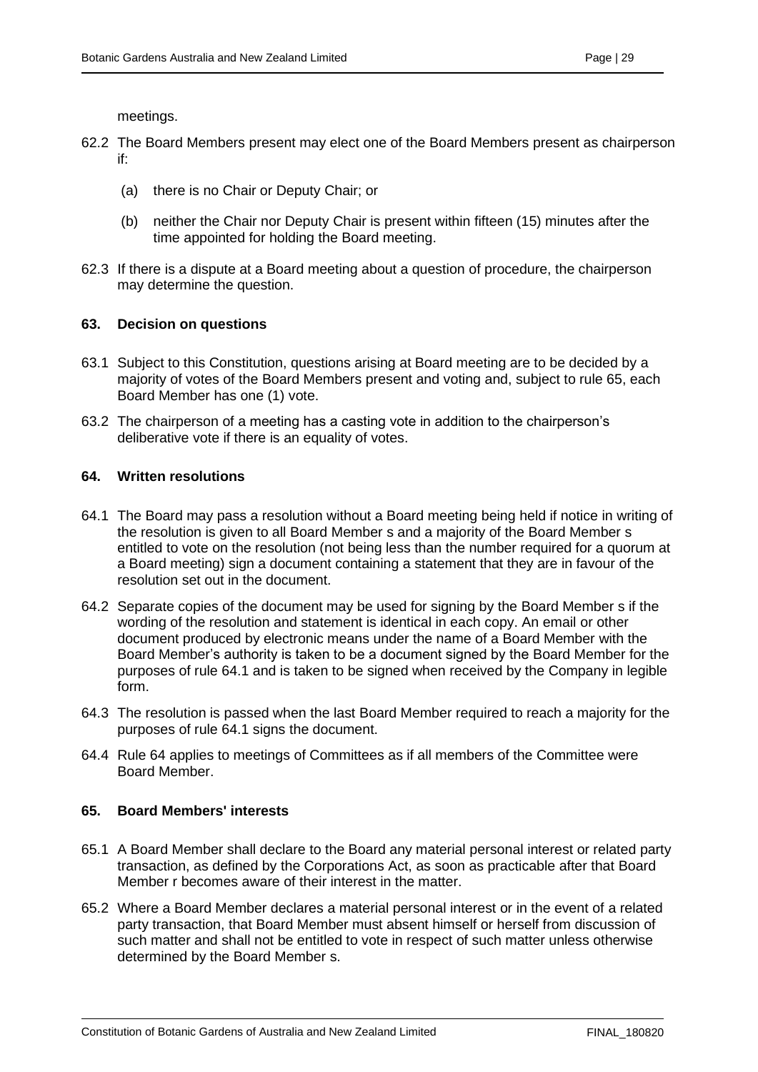meetings.

62.2 The Board Members present may elect one of the Board Members present as chairperson if:

(a) there is no Chair or Deputy Chair; or

(b) neither the Chair nor Deputy Chair is present within fifteen (15) minutes after the time appointed for holding the Board meeting.

62.3 If there is a dispute at a Board meeting about a question of procedure, the chairperson may determine the question.

### 63. Decision on questions

63.1 Subject to this Constitution, questions arising at Board meeting are to be decided by a majority of votes of the Board Members present and voting and, subject to rule 65, each Board Member has one (1) vote.

63.2 The chairperson of a meeting has a casting vote in addition to the chairperson's deliberative vote if there is an equality of votes.

### 64. Written resolutions

64.1 The Board may pass a resolution without a Board meeting being held if notice in writing of the resolution is given to all Board Member s and a majority of the Board Member s entitled to vote on the resolution (not being less than the number required for a quorum at a Board meeting) sign a document containing a statement that they are in favour of the resolution set out in the document.

64.2 Separate copies of the document may be used for signing by the Board Member s if the wording of the resolution and statement is identical in each copy. An email or other document produced by electronic means under the name of a Board Member with the Board Member's authority is taken to be a document signed by the Board Member for the purposes of rule 64.1 and is taken to be signed when received by the Company in legible form.

64.3 The resolution is passed when the last Board Member required to reach a majority for the purposes of rule 64.1 signs the document.

64.4 Rule 64 applies to meetings of Committees as if all members of the Committee were Board Member.

### 65. Board Members' interests

65.1 A Board Member shall declare to the Board any material personal interest or related party transaction, as defined by the Corporations Act, as soon as practicable after that Board Member r becomes aware of their interest in the matter.

65.2 Where a Board Member declares a material personal interest or in the event of a related party transaction, that Board Member must absent himself or herself from discussion of such matter and shall not be entitled to vote in respect of such matter unless otherwise determined by the Board Member s.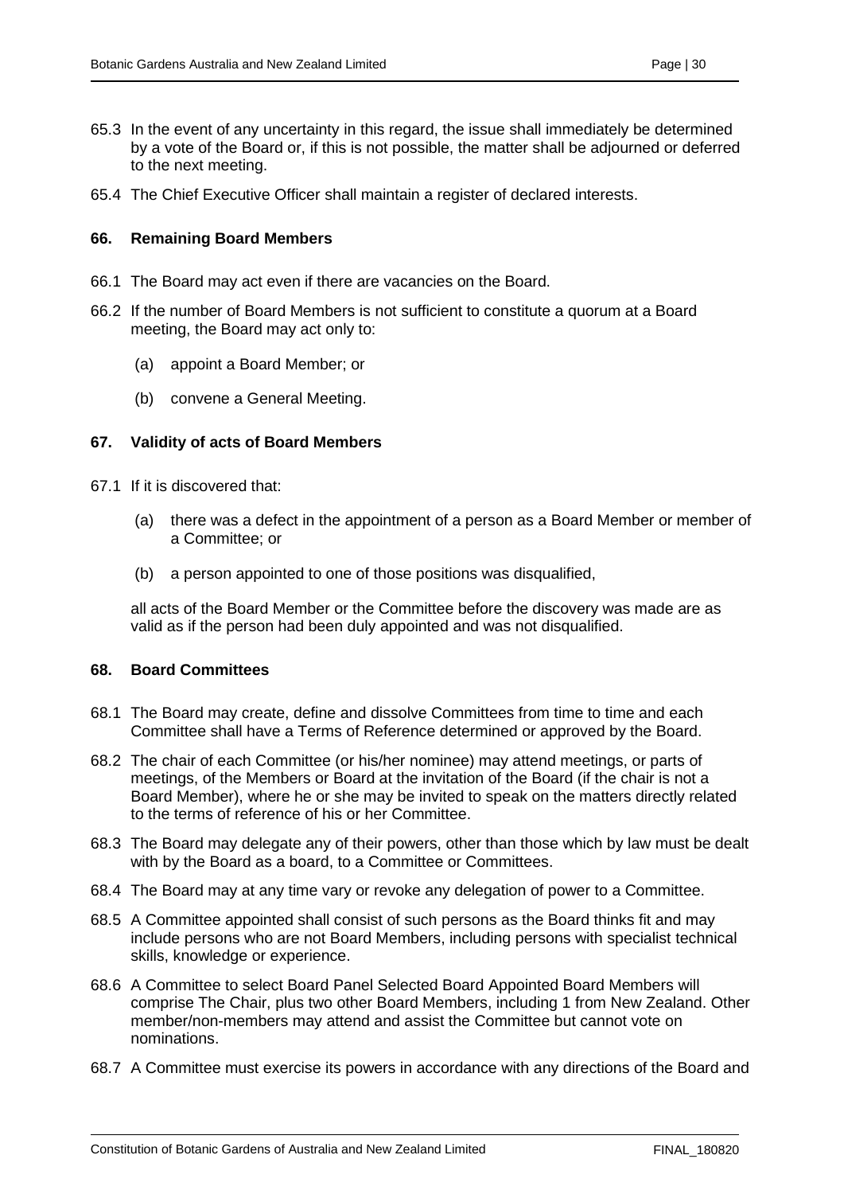65.3 In the event of any uncertainty in this regard, the issue shall immediately be determined by a vote of the Board or, if this is not possible, the matter shall be adjourned or deferred to the next meeting.

65.4 The Chief Executive Officer shall maintain a register of declared interests.

### 66. Remaining Board Members

66.1 The Board may act even if there are vacancies on the Board.

66.2 If the number of Board Members is not sufficient to constitute a quorum at a Board meeting, the Board may act only to:

(a) appoint a Board Member; or

(b) convene a General Meeting.

### 67. Validity of acts of Board Members

67.1 If it is discovered that:

(a) there was a defect in the appointment of a person as a Board Member or member of a Committee; or

(b) a person appointed to one of those positions was disqualified,

all acts of the Board Member or the Committee before the discovery was made are as valid as if the person had been duly appointed and was not disqualified.

### 68. Board Committees

68.1 The Board may create, define and dissolve Committees from time to time and each Committee shall have a Terms of Reference determined or approved by the Board.

68.2 The chair of each Committee (or his/her nominee) may attend meetings, or parts of meetings, of the Members or Board at the invitation of the Board (if the chair is not a Board Member), where he or she may be invited to speak on the matters directly related to the terms of reference of his or her Committee.

68.3 The Board may delegate any of their powers, other than those which by law must be dealt with by the Board as a board, to a Committee or Committees.

68.4 The Board may at any time vary or revoke any delegation of power to a Committee.

68.5 A Committee appointed shall consist of such persons as the Board thinks fit and may include persons who are not Board Members, including persons with specialist technical skills, knowledge or experience.

68.6 A Committee to select Board Panel Selected Board Appointed Board Members will comprise The Chair, plus two other Board Members, including 1 from New Zealand. Other member/non-members may attend and assist the Committee but cannot vote on nominations.

68.7 A Committee must exercise its powers in accordance with any directions of the Board and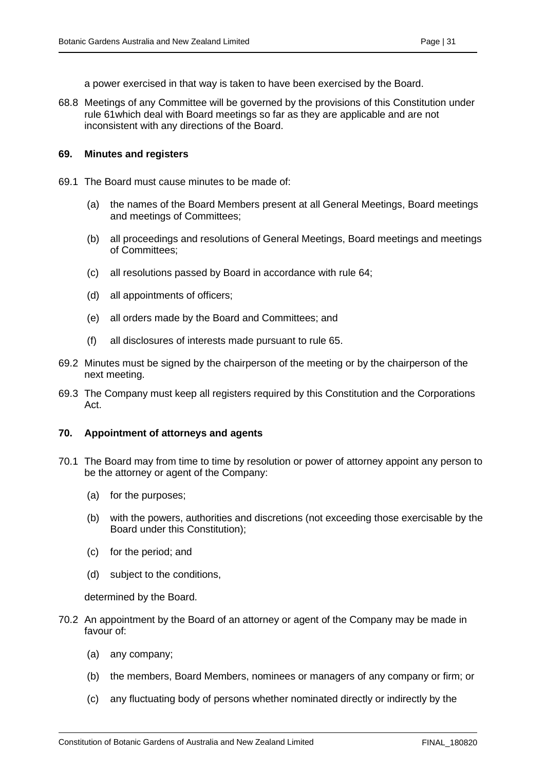a power exercised in that way is taken to have been exercised by the Board.

68.8 Meetings of any Committee will be governed by the provisions of this Constitution under rule 61which deal with Board meetings so far as they are applicable and are not inconsistent with any directions of the Board.

### 69. Minutes and registers

69.1 The Board must cause minutes to be made of:

- (a) the names of the Board Members present at all General Meetings, Board meetings and meetings of Committees;
- (b) all proceedings and resolutions of General Meetings, Board meetings and meetings of Committees;
- (c) all resolutions passed by Board in accordance with rule 64;
- (d) all appointments of officers;
- (e) all orders made by the Board and Committees; and
- (f) all disclosures of interests made pursuant to rule 65.

69.2 Minutes must be signed by the chairperson of the meeting or by the chairperson of the next meeting.

69.3 The Company must keep all registers required by this Constitution and the Corporations Act.

### 70. Appointment of attorneys and agents

70.1 The Board may from time to time by resolution or power of attorney appoint any person to be the attorney or agent of the Company:

- (a) for the purposes;
- (b) with the powers, authorities and discretions (not exceeding those exercisable by the Board under this Constitution);
- (c) for the period; and
- (d) subject to the conditions,

determined by the Board.

70.2 An appointment by the Board of an attorney or agent of the Company may be made in favour of:

- (a) any company;
- (b) the members, Board Members, nominees or managers of any company or firm; or
- (c) any fluctuating body of persons whether nominated directly or indirectly by the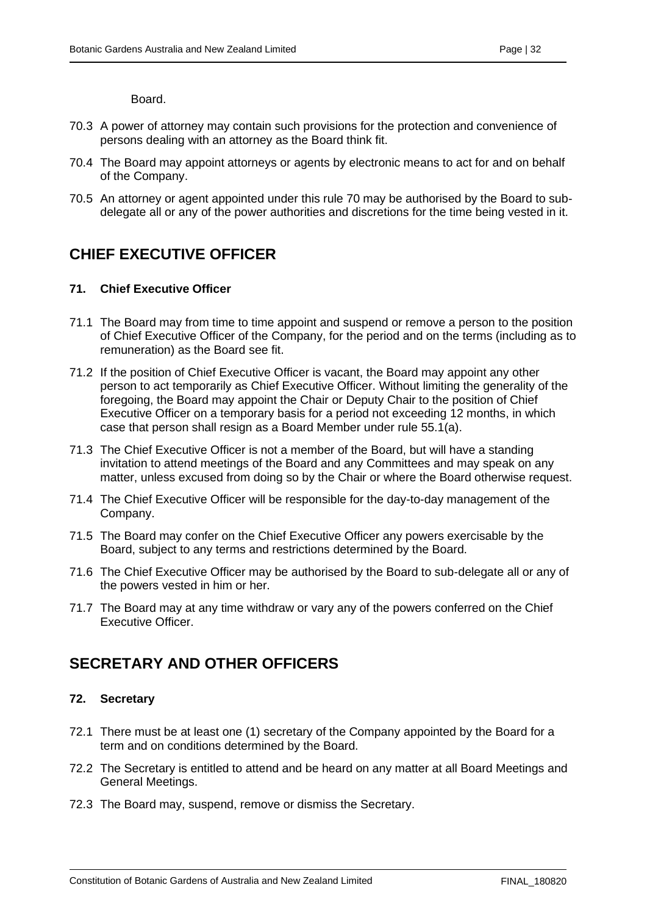Board.

70.3 A power of attorney may contain such provisions for the protection and convenience of persons dealing with an attorney as the Board think fit.

70.4 The Board may appoint attorneys or agents by electronic means to act for and on behalf of the Company.

70.5 An attorney or agent appointed under this rule 70 may be authorised by the Board to sub-delegate all or any of the power authorities and discretions for the time being vested in it.

## CHIEF EXECUTIVE OFFICER

### 71. Chief Executive Officer

71.1 The Board may from time to time appoint and suspend or remove a person to the position of Chief Executive Officer of the Company, for the period and on the terms (including as to remuneration) as the Board see fit.

71.2 If the position of Chief Executive Officer is vacant, the Board may appoint any other person to act temporarily as Chief Executive Officer. Without limiting the generality of the foregoing, the Board may appoint the Chair or Deputy Chair to the position of Chief Executive Officer on a temporary basis for a period not exceeding 12 months, in which case that person shall resign as a Board Member under rule 55.1(a).

71.3 The Chief Executive Officer is not a member of the Board, but will have a standing invitation to attend meetings of the Board and any Committees and may speak on any matter, unless excused from doing so by the Chair or where the Board otherwise request.

71.4 The Chief Executive Officer will be responsible for the day-to-day management of the Company.

71.5 The Board may confer on the Chief Executive Officer any powers exercisable by the Board, subject to any terms and restrictions determined by the Board.

71.6 The Chief Executive Officer may be authorised by the Board to sub-delegate all or any of the powers vested in him or her.

71.7 The Board may at any time withdraw or vary any of the powers conferred on the Chief Executive Officer.

## SECRETARY AND OTHER OFFICERS

### 72. Secretary

72.1 There must be at least one (1) secretary of the Company appointed by the Board for a term and on conditions determined by the Board.

72.2 The Secretary is entitled to attend and be heard on any matter at all Board Meetings and General Meetings.

72.3 The Board may, suspend, remove or dismiss the Secretary.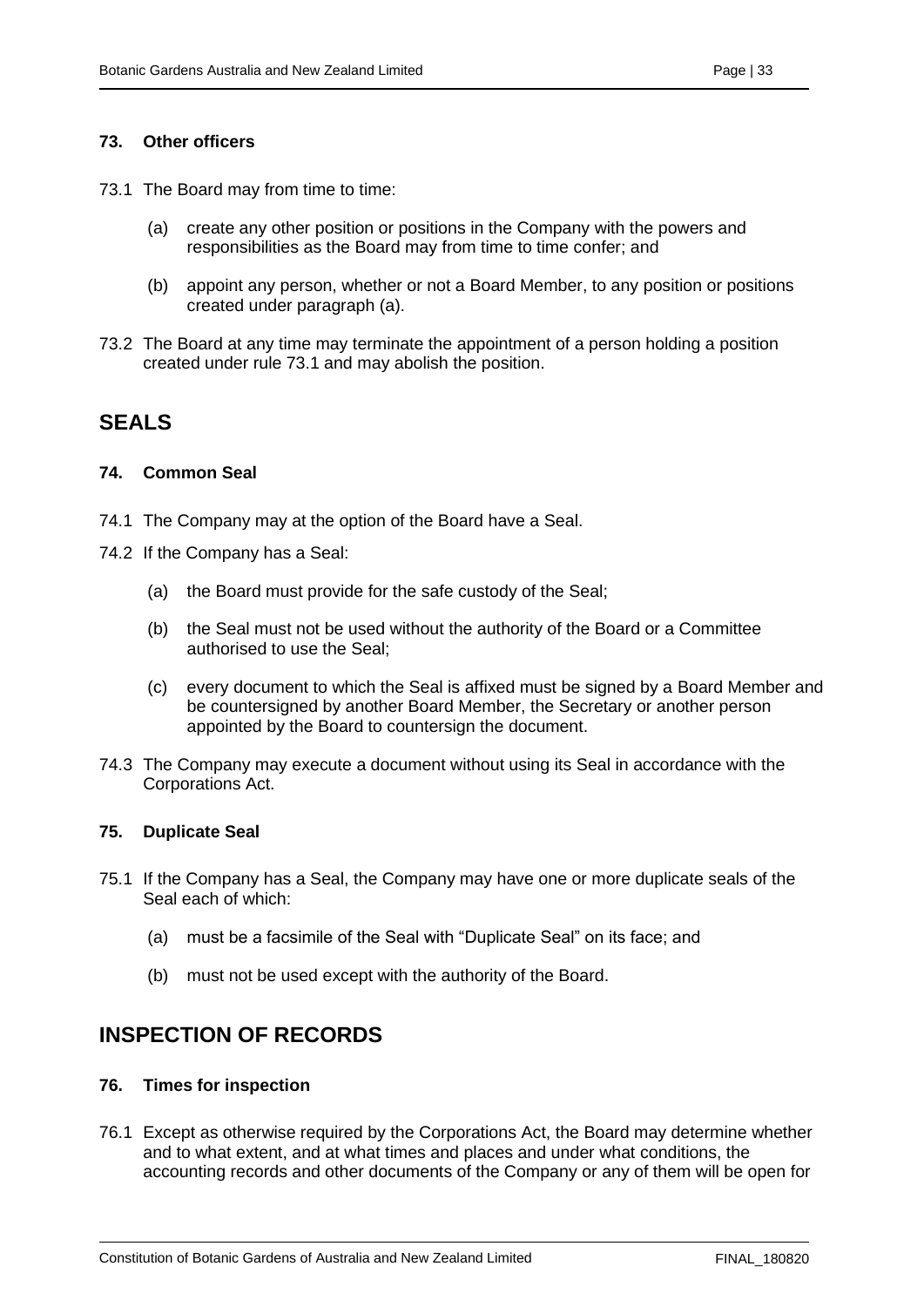### 73. Other officers

73.1 The Board may from time to time:

(a) create any other position or positions in the Company with the powers and responsibilities as the Board may from time to time confer; and

(b) appoint any person, whether or not a Board Member, to any position or positions created under paragraph (a).

73.2 The Board at any time may terminate the appointment of a person holding a position created under rule 73.1 and may abolish the position.

## SEALS

### 74. Common Seal

74.1 The Company may at the option of the Board have a Seal.

74.2 If the Company has a Seal:

(a) the Board must provide for the safe custody of the Seal;

(b) the Seal must not be used without the authority of the Board or a Committee authorised to use the Seal;

(c) every document to which the Seal is affixed must be signed by a Board Member and be countersigned by another Board Member, the Secretary or another person appointed by the Board to countersign the document.

74.3 The Company may execute a document without using its Seal in accordance with the Corporations Act.

### 75. Duplicate Seal

75.1 If the Company has a Seal, the Company may have one or more duplicate seals of the Seal each of which:

(a) must be a facsimile of the Seal with "Duplicate Seal" on its face; and

(b) must not be used except with the authority of the Board.

## INSPECTION OF RECORDS

### 76. Times for inspection

76.1 Except as otherwise required by the Corporations Act, the Board may determine whether and to what extent, and at what times and places and under what conditions, the accounting records and other documents of the Company or any of them will be open for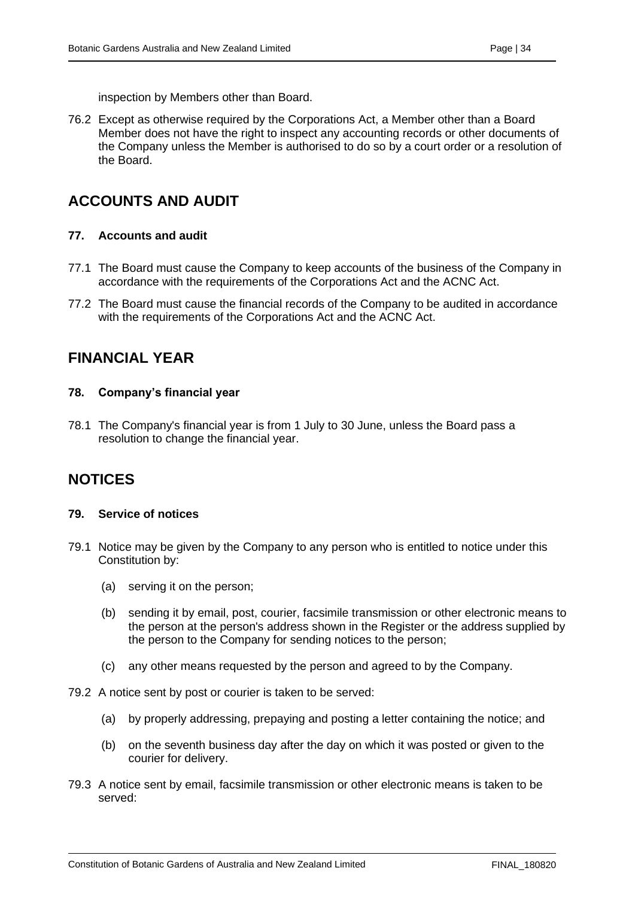inspection by Members other than Board.

76.2 Except as otherwise required by the Corporations Act, a Member other than a Board Member does not have the right to inspect any accounting records or other documents of the Company unless the Member is authorised to do so by a court order or a resolution of the Board.

## ACCOUNTS AND AUDIT

### 77. Accounts and audit

77.1 The Board must cause the Company to keep accounts of the business of the Company in accordance with the requirements of the Corporations Act and the ACNC Act.

77.2 The Board must cause the financial records of the Company to be audited in accordance with the requirements of the Corporations Act and the ACNC Act.

## FINANCIAL YEAR

### 78. Company's financial year

78.1 The Company's financial year is from 1 July to 30 June, unless the Board pass a resolution to change the financial year.

## NOTICES

### 79. Service of notices

79.1 Notice may be given by the Company to any person who is entitled to notice under this Constitution by:

(a) serving it on the person;

(b) sending it by email, post, courier, facsimile transmission or other electronic means to the person at the person's address shown in the Register or the address supplied by the person to the Company for sending notices to the person;

(c) any other means requested by the person and agreed to by the Company.

79.2 A notice sent by post or courier is taken to be served:

(a) by properly addressing, prepaying and posting a letter containing the notice; and

(b) on the seventh business day after the day on which it was posted or given to the courier for delivery.

79.3 A notice sent by email, facsimile transmission or other electronic means is taken to be served: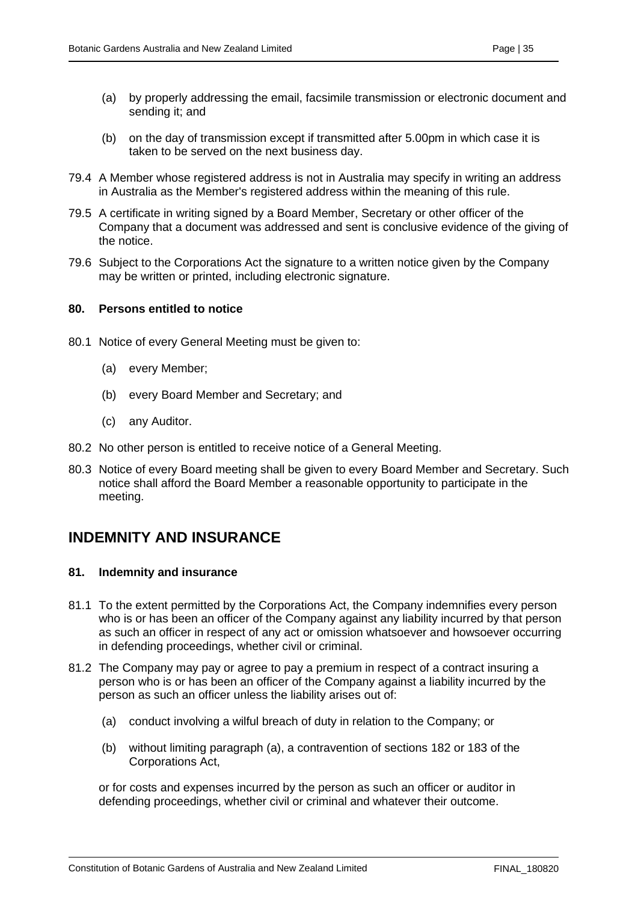(a) by properly addressing the email, facsimile transmission or electronic document and sending it; and

(b) on the day of transmission except if transmitted after 5.00pm in which case it is taken to be served on the next business day.

79.4 A Member whose registered address is not in Australia may specify in writing an address in Australia as the Member's registered address within the meaning of this rule.

79.5 A certificate in writing signed by a Board Member, Secretary or other officer of the Company that a document was addressed and sent is conclusive evidence of the giving of the notice.

79.6 Subject to the Corporations Act the signature to a written notice given by the Company may be written or printed, including electronic signature.

#### 80. Persons entitled to notice

80.1 Notice of every General Meeting must be given to:

(a) every Member;

(b) every Board Member and Secretary; and

(c) any Auditor.

80.2 No other person is entitled to receive notice of a General Meeting.

80.3 Notice of every Board meeting shall be given to every Board Member and Secretary. Such notice shall afford the Board Member a reasonable opportunity to participate in the meeting.

## INDEMNITY AND INSURANCE

#### 81. Indemnity and insurance

81.1 To the extent permitted by the Corporations Act, the Company indemnifies every person who is or has been an officer of the Company against any liability incurred by that person as such an officer in respect of any act or omission whatsoever and howsoever occurring in defending proceedings, whether civil or criminal.

81.2 The Company may pay or agree to pay a premium in respect of a contract insuring a person who is or has been an officer of the Company against a liability incurred by the person as such an officer unless the liability arises out of:

(a) conduct involving a wilful breach of duty in relation to the Company; or

(b) without limiting paragraph (a), a contravention of sections 182 or 183 of the Corporations Act,

or for costs and expenses incurred by the person as such an officer or auditor in defending proceedings, whether civil or criminal and whatever their outcome.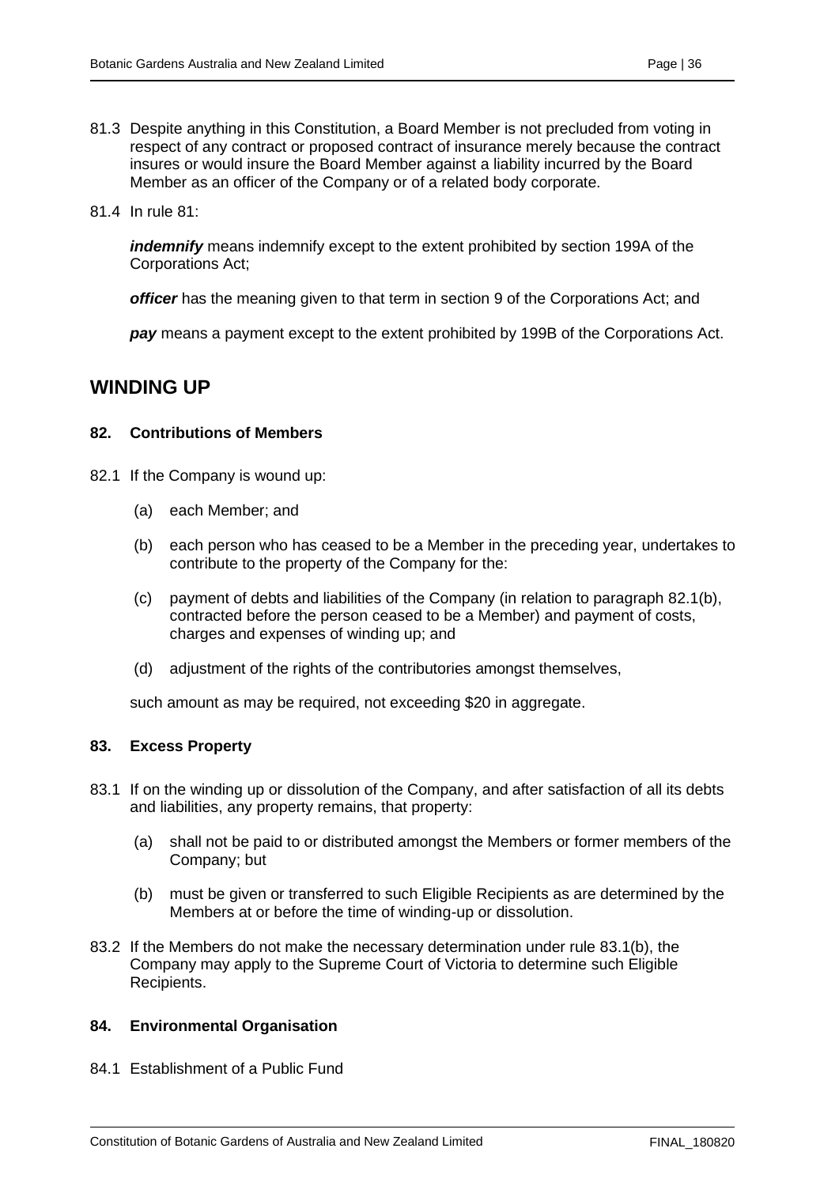81.3 Despite anything in this Constitution, a Board Member is not precluded from voting in respect of any contract or proposed contract of insurance merely because the contract insures or would insure the Board Member against a liability incurred by the Board Member as an officer of the Company or of a related body corporate.

81.4 In rule 81:

***indemnify*** means indemnify except to the extent prohibited by section 199A of the Corporations Act;

***officer*** has the meaning given to that term in section 9 of the Corporations Act; and

***pay*** means a payment except to the extent prohibited by 199B of the Corporations Act.

## WINDING UP

### 82. Contributions of Members

82.1 If the Company is wound up:

(a) each Member; and

(b) each person who has ceased to be a Member in the preceding year, undertakes to contribute to the property of the Company for the:

(c) payment of debts and liabilities of the Company (in relation to paragraph 82.1(b), contracted before the person ceased to be a Member) and payment of costs, charges and expenses of winding up; and

(d) adjustment of the rights of the contributories amongst themselves,

such amount as may be required, not exceeding $20 in aggregate.

### 83. Excess Property

83.1 If on the winding up or dissolution of the Company, and after satisfaction of all its debts and liabilities, any property remains, that property:

(a) shall not be paid to or distributed amongst the Members or former members of the Company; but

(b) must be given or transferred to such Eligible Recipients as are determined by the Members at or before the time of winding-up or dissolution.

83.2 If the Members do not make the necessary determination under rule 83.1(b), the Company may apply to the Supreme Court of Victoria to determine such Eligible Recipients.

### 84. Environmental Organisation

84.1 Establishment of a Public Fund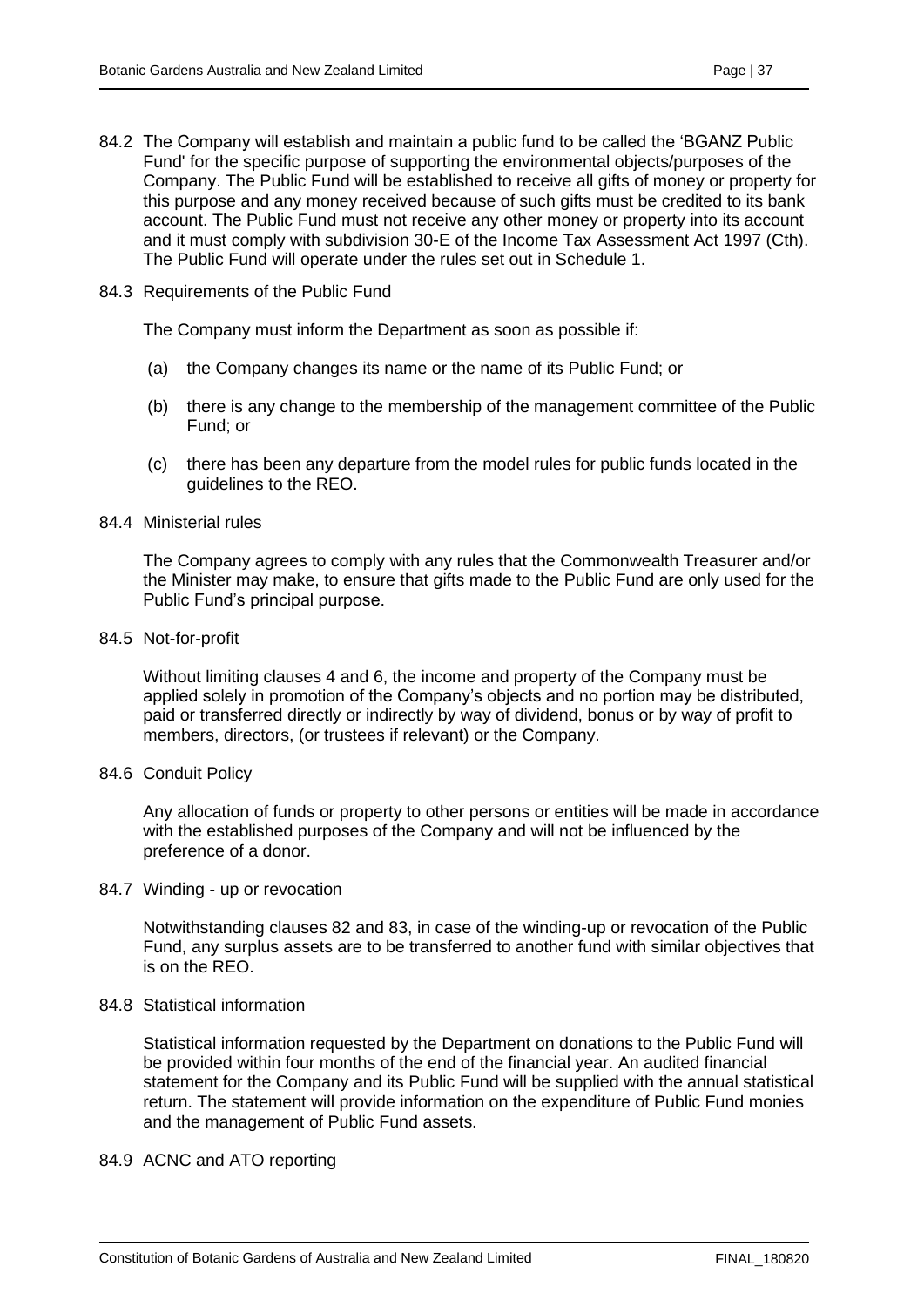84.2 The Company will establish and maintain a public fund to be called the 'BGANZ Public Fund' for the specific purpose of supporting the environmental objects/purposes of the Company. The Public Fund will be established to receive all gifts of money or property for this purpose and any money received because of such gifts must be credited to its bank account. The Public Fund must not receive any other money or property into its account and it must comply with subdivision 30-E of the Income Tax Assessment Act 1997 (Cth). The Public Fund will operate under the rules set out in Schedule 1.

84.3 Requirements of the Public Fund

The Company must inform the Department as soon as possible if:

(a) the Company changes its name or the name of its Public Fund; or

(b) there is any change to the membership of the management committee of the Public Fund; or

(c) there has been any departure from the model rules for public funds located in the guidelines to the REO.

84.4 Ministerial rules

The Company agrees to comply with any rules that the Commonwealth Treasurer and/or the Minister may make, to ensure that gifts made to the Public Fund are only used for the Public Fund's principal purpose.

84.5 Not-for-profit

Without limiting clauses 4 and 6, the income and property of the Company must be applied solely in promotion of the Company's objects and no portion may be distributed, paid or transferred directly or indirectly by way of dividend, bonus or by way of profit to members, directors, (or trustees if relevant) or the Company.

84.6 Conduit Policy

Any allocation of funds or property to other persons or entities will be made in accordance with the established purposes of the Company and will not be influenced by the preference of a donor.

84.7 Winding - up or revocation

Notwithstanding clauses 82 and 83, in case of the winding-up or revocation of the Public Fund, any surplus assets are to be transferred to another fund with similar objectives that is on the REO.

84.8 Statistical information

Statistical information requested by the Department on donations to the Public Fund will be provided within four months of the end of the financial year. An audited financial statement for the Company and its Public Fund will be supplied with the annual statistical return. The statement will provide information on the expenditure of Public Fund monies and the management of Public Fund assets.

84.9 ACNC and ATO reporting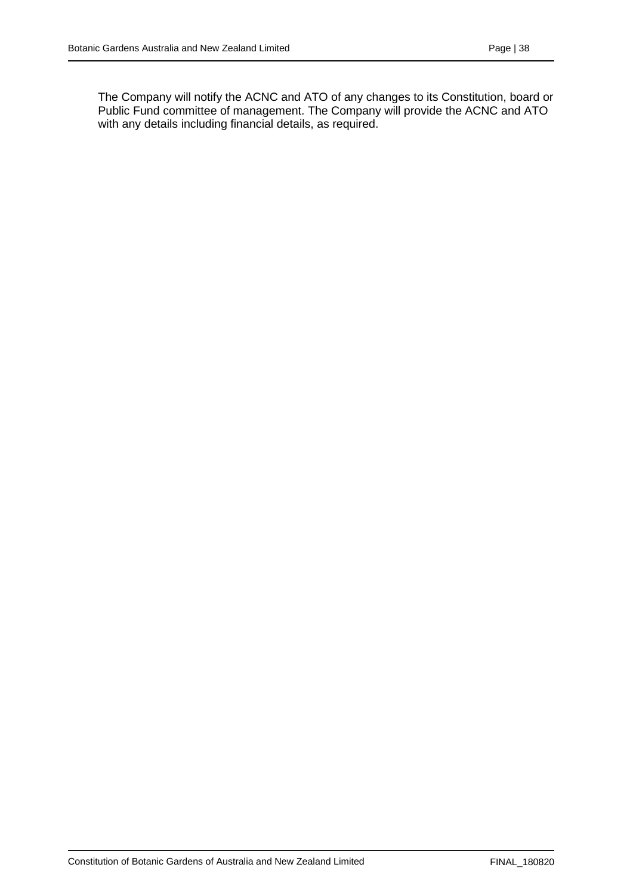The Company will notify the ACNC and ATO of any changes to its Constitution, board or Public Fund committee of management. The Company will provide the ACNC and ATO with any details including financial details, as required.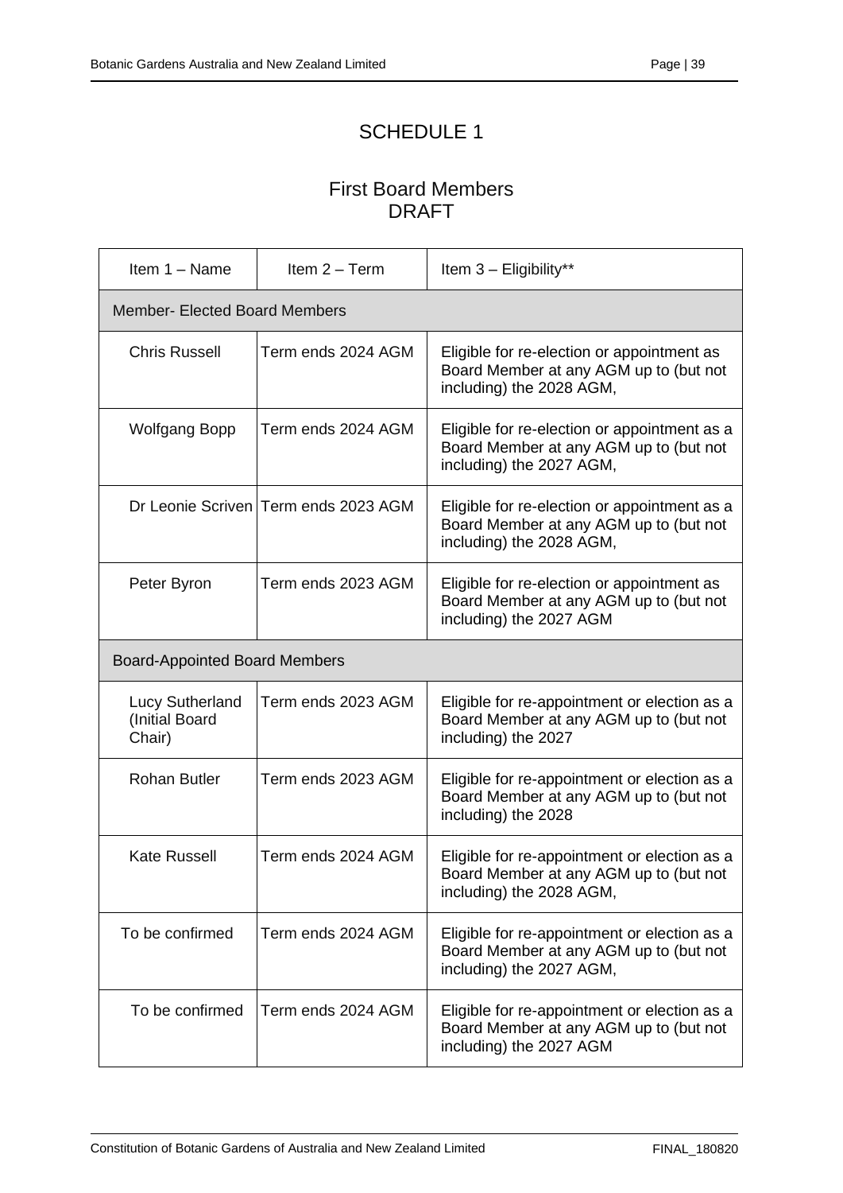# SCHEDULE 1

## First Board Members
## DRAFT

| Item 1 – Name | Item 2 – Term | Item 3 – Eligibility** |
|---|---|---|
| Member- Elected Board Members | | |
| Chris Russell | Term ends 2024 AGM | Eligible for re-election or appointment as Board Member at any AGM up to (but not including) the 2028 AGM, |
| Wolfgang Bopp | Term ends 2024 AGM | Eligible for re-election or appointment as a Board Member at any AGM up to (but not including) the 2027 AGM, |
| Dr Leonie Scriven | Term ends 2023 AGM | Eligible for re-election or appointment as a Board Member at any AGM up to (but not including) the 2028 AGM, |
| Peter Byron | Term ends 2023 AGM | Eligible for re-election or appointment as Board Member at any AGM up to (but not including) the 2027 AGM |
| Board-Appointed Board Members | | |
| Lucy Sutherland (Initial Board Chair) | Term ends 2023 AGM | Eligible for re-appointment or election as a Board Member at any AGM up to (but not including) the 2027 |
| Rohan Butler | Term ends 2023 AGM | Eligible for re-appointment or election as a Board Member at any AGM up to (but not including) the 2028 |
| Kate Russell | Term ends 2024 AGM | Eligible for re-appointment or election as a Board Member at any AGM up to (but not including) the 2028 AGM, |
| To be confirmed | Term ends 2024 AGM | Eligible for re-appointment or election as a Board Member at any AGM up to (but not including) the 2027 AGM, |
| To be confirmed | Term ends 2024 AGM | Eligible for re-appointment or election as a Board Member at any AGM up to (but not including) the 2027 AGM |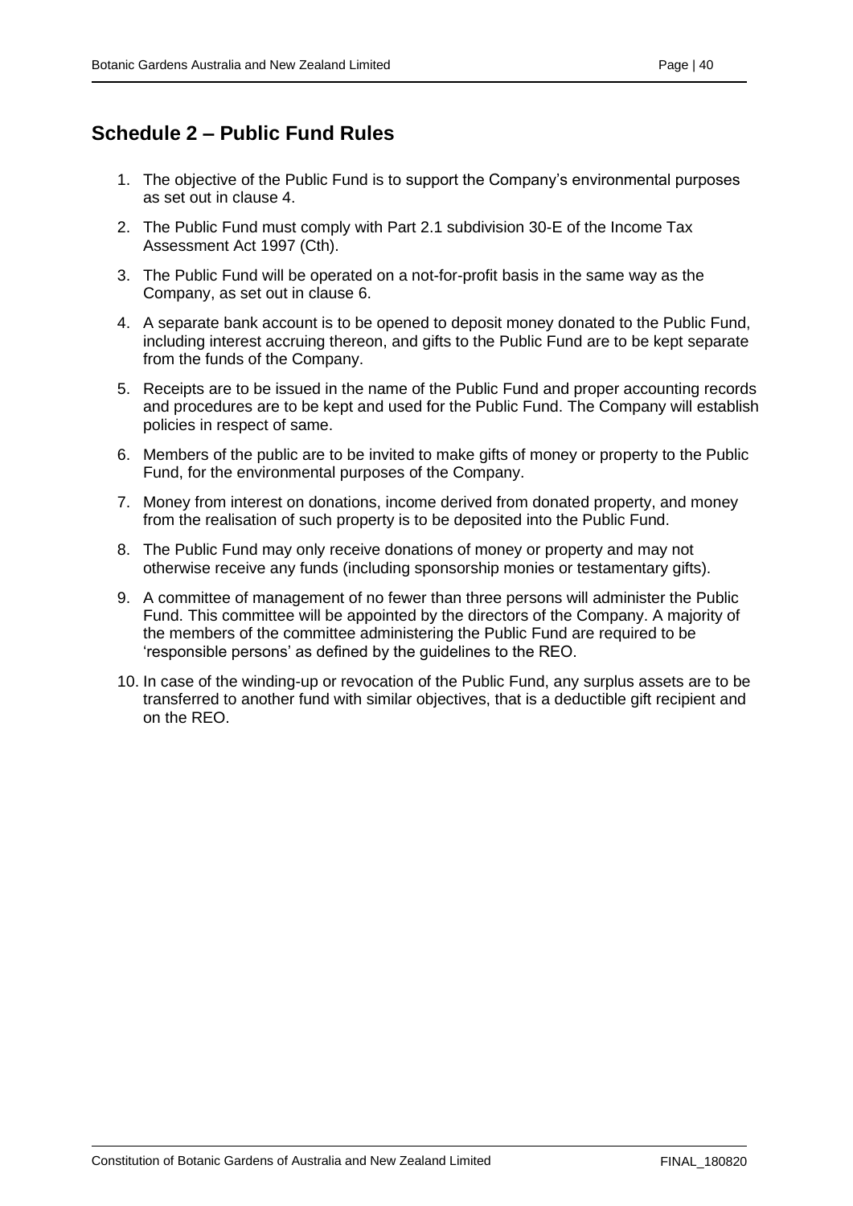## Schedule 2 – Public Fund Rules

1. The objective of the Public Fund is to support the Company's environmental purposes as set out in clause 4.
2. The Public Fund must comply with Part 2.1 subdivision 30-E of the Income Tax Assessment Act 1997 (Cth).
3. The Public Fund will be operated on a not-for-profit basis in the same way as the Company, as set out in clause 6.
4. A separate bank account is to be opened to deposit money donated to the Public Fund, including interest accruing thereon, and gifts to the Public Fund are to be kept separate from the funds of the Company.
5. Receipts are to be issued in the name of the Public Fund and proper accounting records and procedures are to be kept and used for the Public Fund. The Company will establish policies in respect of same.
6. Members of the public are to be invited to make gifts of money or property to the Public Fund, for the environmental purposes of the Company.
7. Money from interest on donations, income derived from donated property, and money from the realisation of such property is to be deposited into the Public Fund.
8. The Public Fund may only receive donations of money or property and may not otherwise receive any funds (including sponsorship monies or testamentary gifts).
9. A committee of management of no fewer than three persons will administer the Public Fund. This committee will be appointed by the directors of the Company. A majority of the members of the committee administering the Public Fund are required to be 'responsible persons' as defined by the guidelines to the REO.
10. In case of the winding-up or revocation of the Public Fund, any surplus assets are to be transferred to another fund with similar objectives, that is a deductible gift recipient and on the REO.